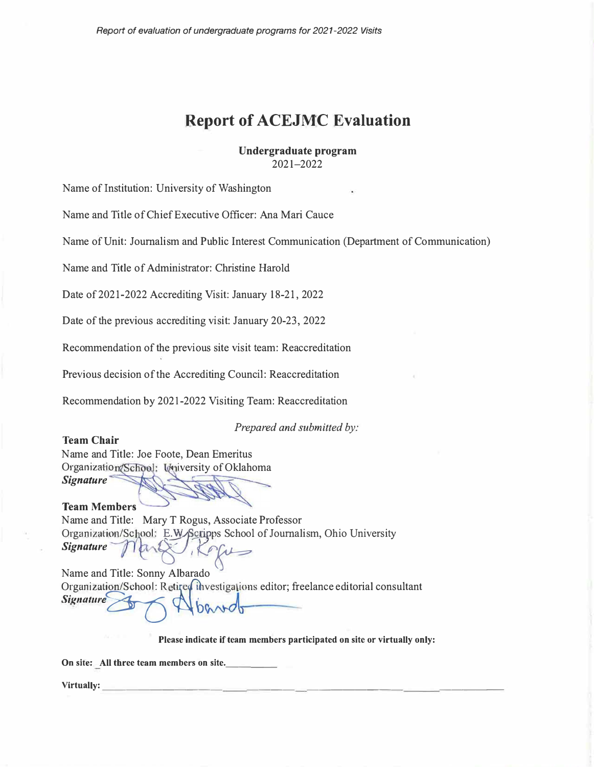*Report of evaluation of undergraduate programs for 2021-2022 Visits*

# Report of ACEJMC Evaluation

**Undergraduate program**
2021–2022

Name of Institution: University of Washington

Name and Title of Chief Executive Officer: Ana Mari Cauce

Name of Unit: Journalism and Public Interest Communication (Department of Communication)

Name and Title of Administrator: Christine Harold

Date of 2021-2022 Accrediting Visit: January 18-21, 2022

Date of the previous accrediting visit: January 20-23, 2022

Recommendation of the previous site visit team: Reaccreditation

Previous decision of the Accrediting Council: Reaccreditation

Recommendation by 2021-2022 Visiting Team: Reaccreditation

*Prepared and submitted by:*

**Team Chair**
Name and Title: Joe Foote, Dean Emeritus
Organization/School: University of Oklahoma
***Signature***

**Team Members**
Name and Title: Mary T Rogus, Associate Professor
Organization/School: E.W. Scripps School of Journalism, Ohio University
***Signature***

Name and Title: Sonny Albarado
Organization/School: Retired investigations editor; freelance editorial consultant
***Signature***

**Please indicate if team members participated on site or virtually only:**

**On site: All three team members on site.**

**Virtually:**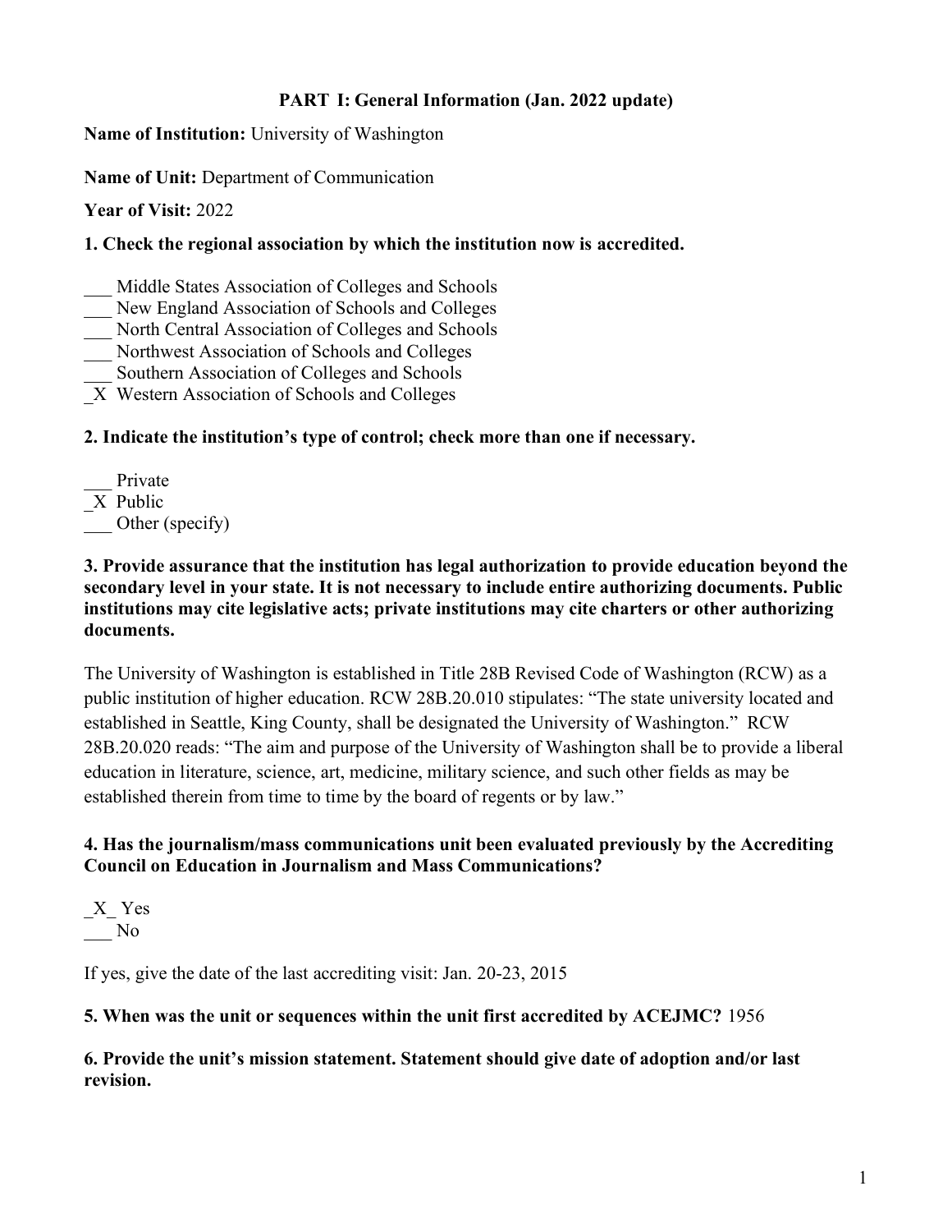**PART I: General Information (Jan. 2022 update)**

**Name of Institution:** University of Washington

**Name of Unit:** Department of Communication

**Year of Visit:** 2022

**1. Check the regional association by which the institution now is accredited.**

___ Middle States Association of Colleges and Schools
___ New England Association of Schools and Colleges
___ North Central Association of Colleges and Schools
___ Northwest Association of Schools and Colleges
___ Southern Association of Colleges and Schools
_X Western Association of Schools and Colleges

**2. Indicate the institution's type of control; check more than one if necessary.**

___ Private
_X Public
___ Other (specify)

**3. Provide assurance that the institution has legal authorization to provide education beyond the secondary level in your state. It is not necessary to include entire authorizing documents. Public institutions may cite legislative acts; private institutions may cite charters or other authorizing documents.**

The University of Washington is established in Title 28B Revised Code of Washington (RCW) as a public institution of higher education. RCW 28B.20.010 stipulates: "The state university located and established in Seattle, King County, shall be designated the University of Washington." RCW 28B.20.020 reads: "The aim and purpose of the University of Washington shall be to provide a liberal education in literature, science, art, medicine, military science, and such other fields as may be established therein from time to time by the board of regents or by law."

**4. Has the journalism/mass communications unit been evaluated previously by the Accrediting Council on Education in Journalism and Mass Communications?**

_X_ Yes
___ No

If yes, give the date of the last accrediting visit: Jan. 20-23, 2015

**5. When was the unit or sequences within the unit first accredited by ACEJMC?** 1956

**6. Provide the unit's mission statement. Statement should give date of adoption and/or last revision.**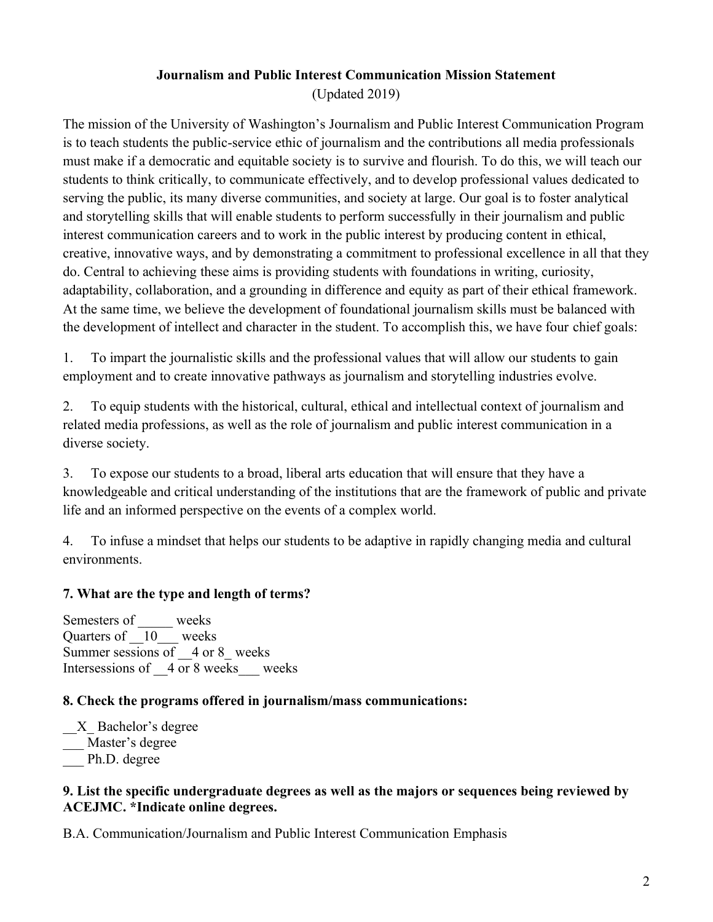## Journalism and Public Interest Communication Mission Statement

(Updated 2019)

The mission of the University of Washington's Journalism and Public Interest Communication Program is to teach students the public-service ethic of journalism and the contributions all media professionals must make if a democratic and equitable society is to survive and flourish. To do this, we will teach our students to think critically, to communicate effectively, and to develop professional values dedicated to serving the public, its many diverse communities, and society at large. Our goal is to foster analytical and storytelling skills that will enable students to perform successfully in their journalism and public interest communication careers and to work in the public interest by producing content in ethical, creative, innovative ways, and by demonstrating a commitment to professional excellence in all that they do. Central to achieving these aims is providing students with foundations in writing, curiosity, adaptability, collaboration, and a grounding in difference and equity as part of their ethical framework. At the same time, we believe the development of foundational journalism skills must be balanced with the development of intellect and character in the student. To accomplish this, we have four chief goals:

1. To impart the journalistic skills and the professional values that will allow our students to gain employment and to create innovative pathways as journalism and storytelling industries evolve.

2. To equip students with the historical, cultural, ethical and intellectual context of journalism and related media professions, as well as the role of journalism and public interest communication in a diverse society.

3. To expose our students to a broad, liberal arts education that will ensure that they have a knowledgeable and critical understanding of the institutions that are the framework of public and private life and an informed perspective on the events of a complex world.

4. To infuse a mindset that helps our students to be adaptive in rapidly changing media and cultural environments.

### 7. What are the type and length of terms?

Semesters of _____ weeks
Quarters of __10___ weeks
Summer sessions of __4 or 8_ weeks
Intersessions of __4 or 8 weeks___ weeks

### 8. Check the programs offered in journalism/mass communications:

__X_ Bachelor's degree
___ Master's degree
___ Ph.D. degree

### 9. List the specific undergraduate degrees as well as the majors or sequences being reviewed by ACEJMC. *Indicate online degrees.

B.A. Communication/Journalism and Public Interest Communication Emphasis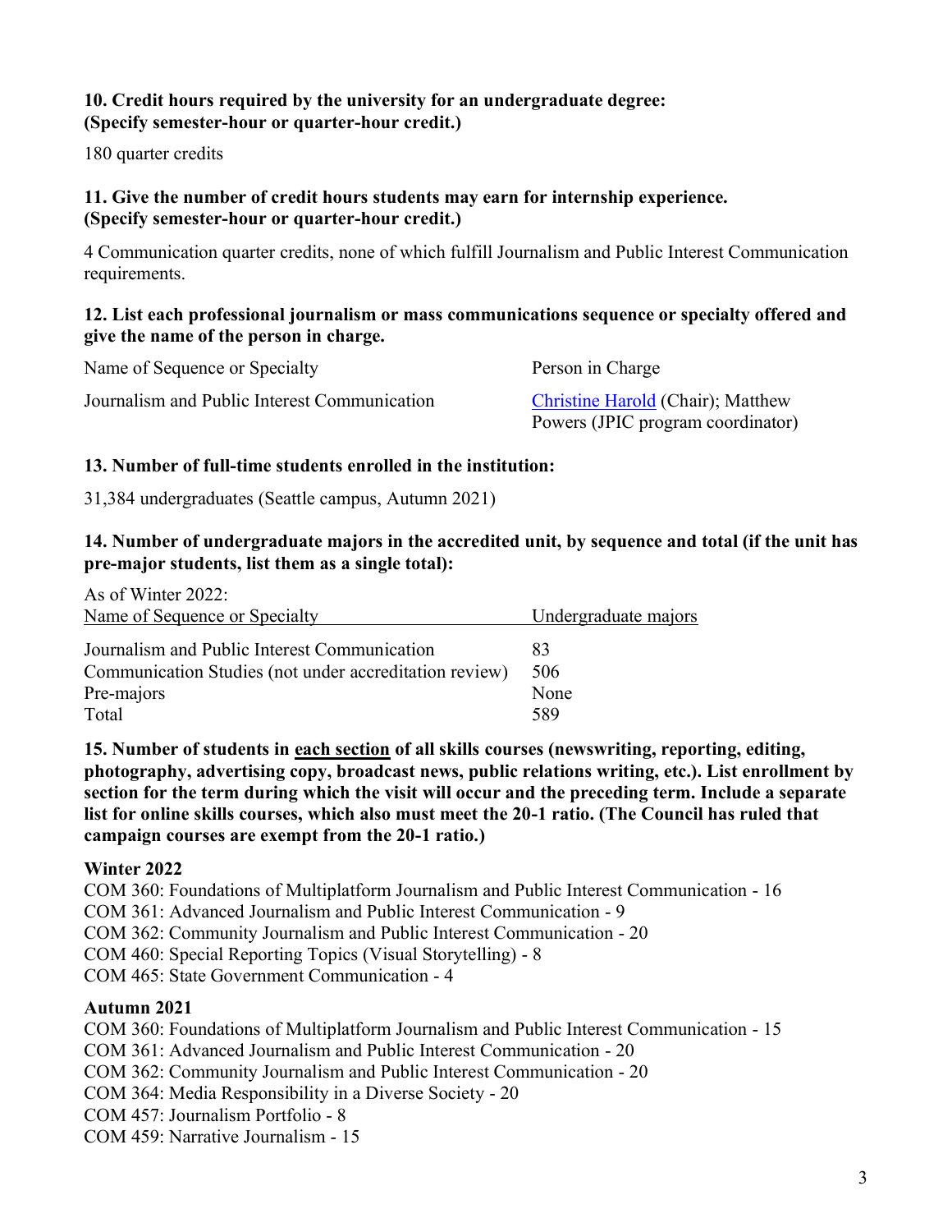**10. Credit hours required by the university for an undergraduate degree: (Specify semester-hour or quarter-hour credit.)**

180 quarter credits

**11. Give the number of credit hours students may earn for internship experience. (Specify semester-hour or quarter-hour credit.)**

4 Communication quarter credits, none of which fulfill Journalism and Public Interest Communication requirements.

**12. List each professional journalism or mass communications sequence or specialty offered and give the name of the person in charge.**

| Name of Sequence or Specialty | Person in Charge |
|---|---|
| Journalism and Public Interest Communication | Christine Harold (Chair); Matthew Powers (JPIC program coordinator) |

**13. Number of full-time students enrolled in the institution:**

31,384 undergraduates (Seattle campus, Autumn 2021)

**14. Number of undergraduate majors in the accredited unit, by sequence and total (if the unit has pre-major students, list them as a single total):**

As of Winter 2022:

| Name of Sequence or Specialty | Undergraduate majors |
|---|---|
| Journalism and Public Interest Communication | 83 |
| Communication Studies (not under accreditation review) | 506 |
| Pre-majors | None |
| Total | 589 |

**15. Number of students in each section of all skills courses (newswriting, reporting, editing, photography, advertising copy, broadcast news, public relations writing, etc.). List enrollment by section for the term during which the visit will occur and the preceding term. Include a separate list for online skills courses, which also must meet the 20-1 ratio. (The Council has ruled that campaign courses are exempt from the 20-1 ratio.)**

**Winter 2022**

COM 360: Foundations of Multiplatform Journalism and Public Interest Communication - 16
COM 361: Advanced Journalism and Public Interest Communication - 9
COM 362: Community Journalism and Public Interest Communication - 20
COM 460: Special Reporting Topics (Visual Storytelling) - 8
COM 465: State Government Communication - 4

**Autumn 2021**

COM 360: Foundations of Multiplatform Journalism and Public Interest Communication - 15
COM 361: Advanced Journalism and Public Interest Communication - 20
COM 362: Community Journalism and Public Interest Communication - 20
COM 364: Media Responsibility in a Diverse Society - 20
COM 457: Journalism Portfolio - 8
COM 459: Narrative Journalism - 15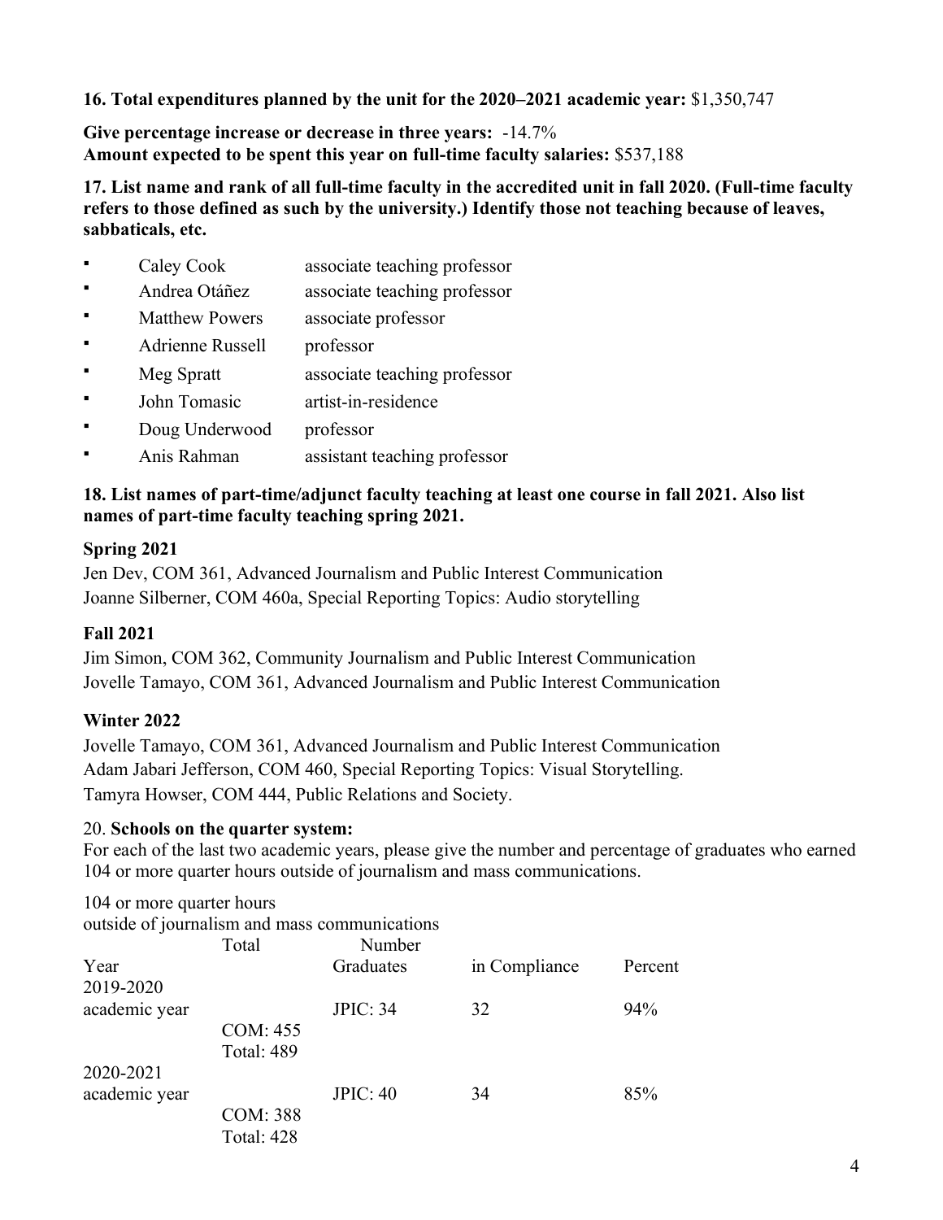**16. Total expenditures planned by the unit for the 2020–2021 academic year:** $1,350,747

**Give percentage increase or decrease in three years:** -14.7%
**Amount expected to be spent this year on full-time faculty salaries:** $537,188

**17. List name and rank of all full-time faculty in the accredited unit in fall 2020. (Full-time faculty refers to those defined as such by the university.) Identify those not teaching because of leaves, sabbaticals, etc.**

- Caley Cook — associate teaching professor
- Andrea Otáñez — associate teaching professor
- Matthew Powers — associate professor
- Adrienne Russell — professor
- Meg Spratt — associate teaching professor
- John Tomasic — artist-in-residence
- Doug Underwood — professor
- Anis Rahman — assistant teaching professor

**18. List names of part-time/adjunct faculty teaching at least one course in fall 2021. Also list names of part-time faculty teaching spring 2021.**

**Spring 2021**

Jen Dev, COM 361, Advanced Journalism and Public Interest Communication
Joanne Silberner, COM 460a, Special Reporting Topics: Audio storytelling

**Fall 2021**

Jim Simon, COM 362, Community Journalism and Public Interest Communication
Jovelle Tamayo, COM 361, Advanced Journalism and Public Interest Communication

**Winter 2022**

Jovelle Tamayo, COM 361, Advanced Journalism and Public Interest Communication
Adam Jabari Jefferson, COM 460, Special Reporting Topics: Visual Storytelling.
Tamyra Howser, COM 444, Public Relations and Society.

20. **Schools on the quarter system:**
For each of the last two academic years, please give the number and percentage of graduates who earned 104 or more quarter hours outside of journalism and mass communications.

104 or more quarter hours
outside of journalism and mass communications

| Year | Total | Number Graduates | in Compliance | Percent |
|---|---|---|---|---|
| 2019-2020 academic year | COM: 455<br>Total: 489 | JPIC: 34 | 32 | 94% |
| 2020-2021 academic year | COM: 388<br>Total: 428 | JPIC: 40 | 34 | 85% |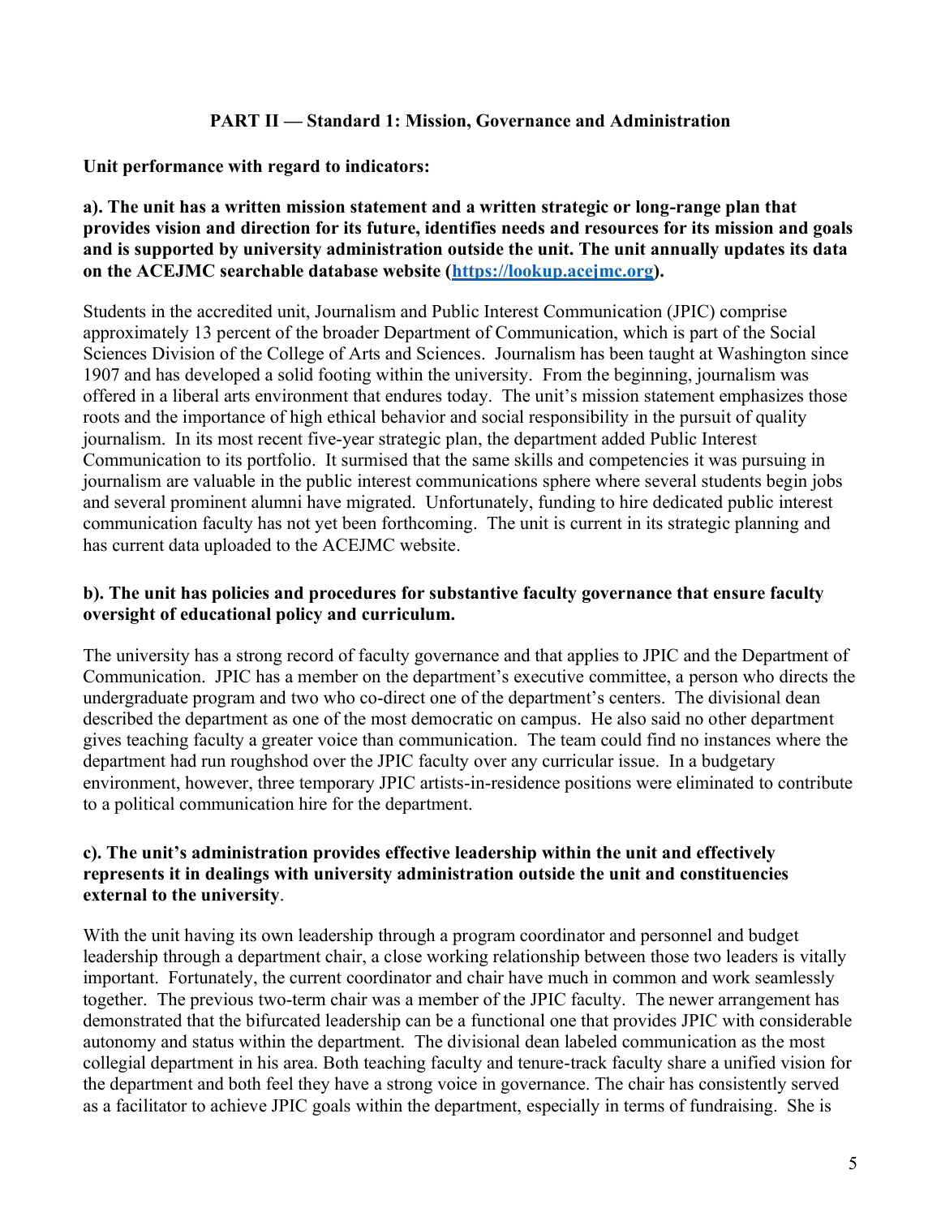## PART II — Standard 1: Mission, Governance and Administration

**Unit performance with regard to indicators:**

**a). The unit has a written mission statement and a written strategic or long-range plan that provides vision and direction for its future, identifies needs and resources for its mission and goals and is supported by university administration outside the unit. The unit annually updates its data on the ACEJMC searchable database website ([https://lookup.acejmc.org](https://lookup.acejmc.org)).**

Students in the accredited unit, Journalism and Public Interest Communication (JPIC) comprise approximately 13 percent of the broader Department of Communication, which is part of the Social Sciences Division of the College of Arts and Sciences. Journalism has been taught at Washington since 1907 and has developed a solid footing within the university. From the beginning, journalism was offered in a liberal arts environment that endures today. The unit's mission statement emphasizes those roots and the importance of high ethical behavior and social responsibility in the pursuit of quality journalism. In its most recent five-year strategic plan, the department added Public Interest Communication to its portfolio. It surmised that the same skills and competencies it was pursuing in journalism are valuable in the public interest communications sphere where several students begin jobs and several prominent alumni have migrated. Unfortunately, funding to hire dedicated public interest communication faculty has not yet been forthcoming. The unit is current in its strategic planning and has current data uploaded to the ACEJMC website.

**b). The unit has policies and procedures for substantive faculty governance that ensure faculty oversight of educational policy and curriculum.**

The university has a strong record of faculty governance and that applies to JPIC and the Department of Communication. JPIC has a member on the department's executive committee, a person who directs the undergraduate program and two who co-direct one of the department's centers. The divisional dean described the department as one of the most democratic on campus. He also said no other department gives teaching faculty a greater voice than communication. The team could find no instances where the department had run roughshod over the JPIC faculty over any curricular issue. In a budgetary environment, however, three temporary JPIC artists-in-residence positions were eliminated to contribute to a political communication hire for the department.

**c). The unit's administration provides effective leadership within the unit and effectively represents it in dealings with university administration outside the unit and constituencies external to the university**.

With the unit having its own leadership through a program coordinator and personnel and budget leadership through a department chair, a close working relationship between those two leaders is vitally important. Fortunately, the current coordinator and chair have much in common and work seamlessly together. The previous two-term chair was a member of the JPIC faculty. The newer arrangement has demonstrated that the bifurcated leadership can be a functional one that provides JPIC with considerable autonomy and status within the department. The divisional dean labeled communication as the most collegial department in his area. Both teaching faculty and tenure-track faculty share a unified vision for the department and both feel they have a strong voice in governance. The chair has consistently served as a facilitator to achieve JPIC goals within the department, especially in terms of fundraising. She is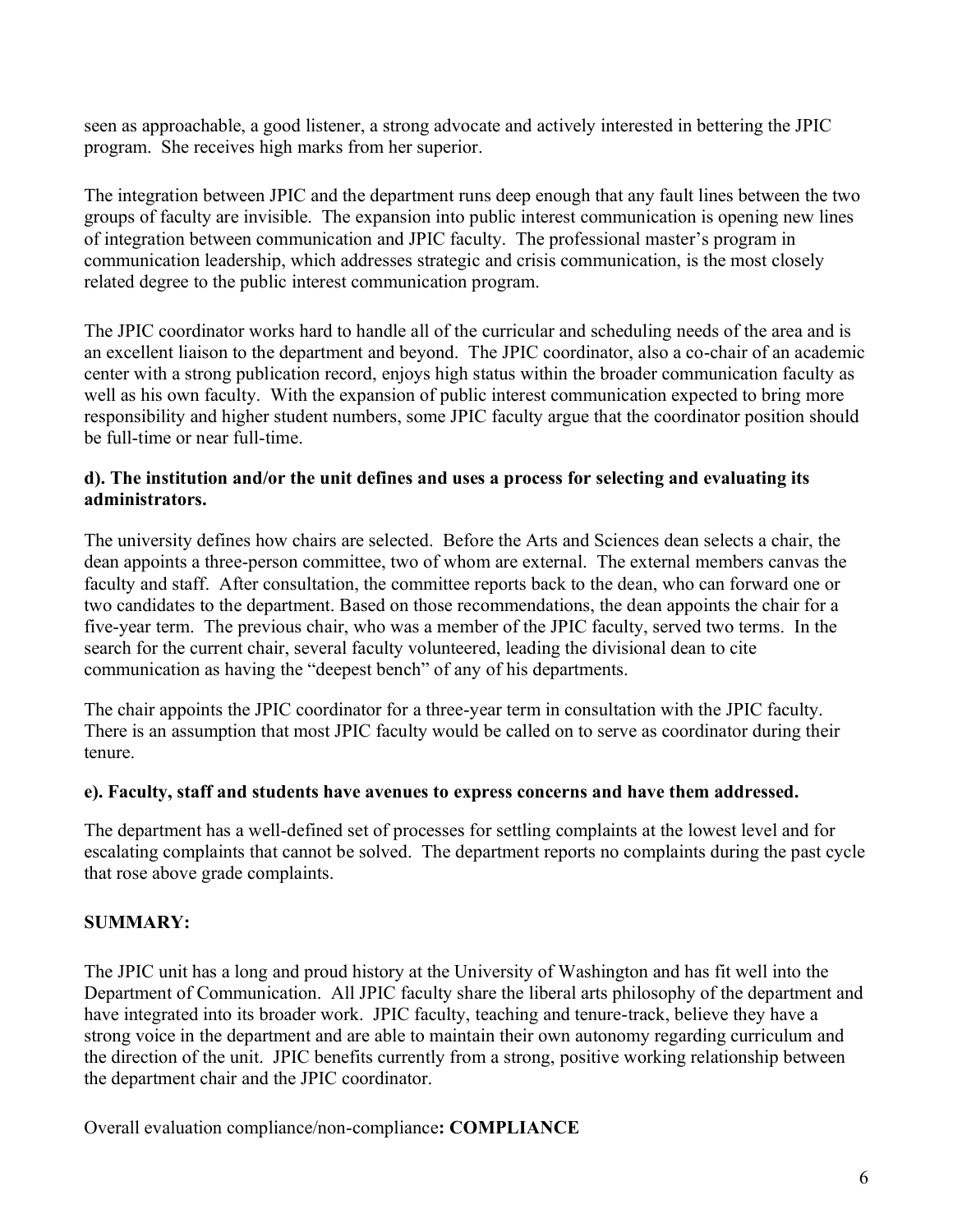seen as approachable, a good listener, a strong advocate and actively interested in bettering the JPIC program. She receives high marks from her superior.

The integration between JPIC and the department runs deep enough that any fault lines between the two groups of faculty are invisible. The expansion into public interest communication is opening new lines of integration between communication and JPIC faculty. The professional master's program in communication leadership, which addresses strategic and crisis communication, is the most closely related degree to the public interest communication program.

The JPIC coordinator works hard to handle all of the curricular and scheduling needs of the area and is an excellent liaison to the department and beyond. The JPIC coordinator, also a co-chair of an academic center with a strong publication record, enjoys high status within the broader communication faculty as well as his own faculty. With the expansion of public interest communication expected to bring more responsibility and higher student numbers, some JPIC faculty argue that the coordinator position should be full-time or near full-time.

**d). The institution and/or the unit defines and uses a process for selecting and evaluating its administrators.**

The university defines how chairs are selected. Before the Arts and Sciences dean selects a chair, the dean appoints a three-person committee, two of whom are external. The external members canvas the faculty and staff. After consultation, the committee reports back to the dean, who can forward one or two candidates to the department. Based on those recommendations, the dean appoints the chair for a five-year term. The previous chair, who was a member of the JPIC faculty, served two terms. In the search for the current chair, several faculty volunteered, leading the divisional dean to cite communication as having the "deepest bench" of any of his departments.

The chair appoints the JPIC coordinator for a three-year term in consultation with the JPIC faculty. There is an assumption that most JPIC faculty would be called on to serve as coordinator during their tenure.

**e). Faculty, staff and students have avenues to express concerns and have them addressed.**

The department has a well-defined set of processes for settling complaints at the lowest level and for escalating complaints that cannot be solved. The department reports no complaints during the past cycle that rose above grade complaints.

**SUMMARY:**

The JPIC unit has a long and proud history at the University of Washington and has fit well into the Department of Communication. All JPIC faculty share the liberal arts philosophy of the department and have integrated into its broader work. JPIC faculty, teaching and tenure-track, believe they have a strong voice in the department and are able to maintain their own autonomy regarding curriculum and the direction of the unit. JPIC benefits currently from a strong, positive working relationship between the department chair and the JPIC coordinator.

Overall evaluation compliance/non-compliance**: COMPLIANCE**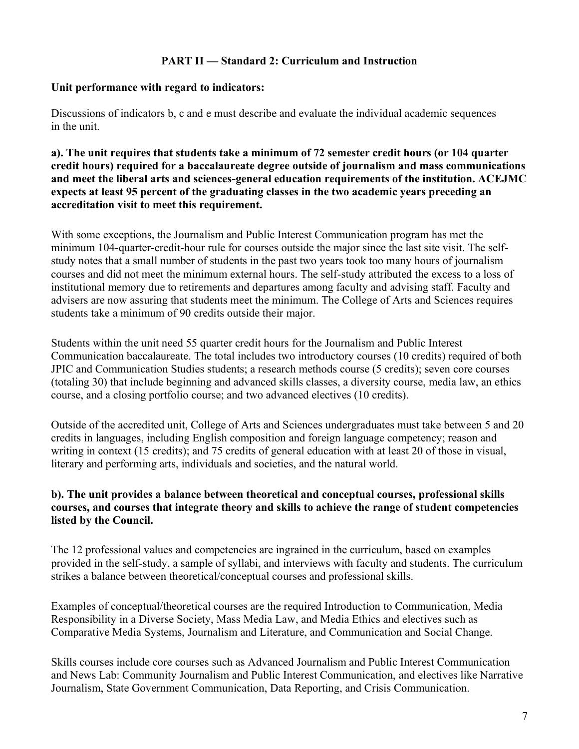## PART II — Standard 2: Curriculum and Instruction

**Unit performance with regard to indicators:**

Discussions of indicators b, c and e must describe and evaluate the individual academic sequences in the unit.

**a). The unit requires that students take a minimum of 72 semester credit hours (or 104 quarter credit hours) required for a baccalaureate degree outside of journalism and mass communications and meet the liberal arts and sciences-general education requirements of the institution. ACEJMC expects at least 95 percent of the graduating classes in the two academic years preceding an accreditation visit to meet this requirement.**

With some exceptions, the Journalism and Public Interest Communication program has met the minimum 104-quarter-credit-hour rule for courses outside the major since the last site visit. The self-study notes that a small number of students in the past two years took too many hours of journalism courses and did not meet the minimum external hours. The self-study attributed the excess to a loss of institutional memory due to retirements and departures among faculty and advising staff. Faculty and advisers are now assuring that students meet the minimum. The College of Arts and Sciences requires students take a minimum of 90 credits outside their major.

Students within the unit need 55 quarter credit hours for the Journalism and Public Interest Communication baccalaureate. The total includes two introductory courses (10 credits) required of both JPIC and Communication Studies students; a research methods course (5 credits); seven core courses (totaling 30) that include beginning and advanced skills classes, a diversity course, media law, an ethics course, and a closing portfolio course; and two advanced electives (10 credits).

Outside of the accredited unit, College of Arts and Sciences undergraduates must take between 5 and 20 credits in languages, including English composition and foreign language competency; reason and writing in context (15 credits); and 75 credits of general education with at least 20 of those in visual, literary and performing arts, individuals and societies, and the natural world.

**b). The unit provides a balance between theoretical and conceptual courses, professional skills courses, and courses that integrate theory and skills to achieve the range of student competencies listed by the Council.**

The 12 professional values and competencies are ingrained in the curriculum, based on examples provided in the self-study, a sample of syllabi, and interviews with faculty and students. The curriculum strikes a balance between theoretical/conceptual courses and professional skills.

Examples of conceptual/theoretical courses are the required Introduction to Communication, Media Responsibility in a Diverse Society, Mass Media Law, and Media Ethics and electives such as Comparative Media Systems, Journalism and Literature, and Communication and Social Change.

Skills courses include core courses such as Advanced Journalism and Public Interest Communication and News Lab: Community Journalism and Public Interest Communication, and electives like Narrative Journalism, State Government Communication, Data Reporting, and Crisis Communication.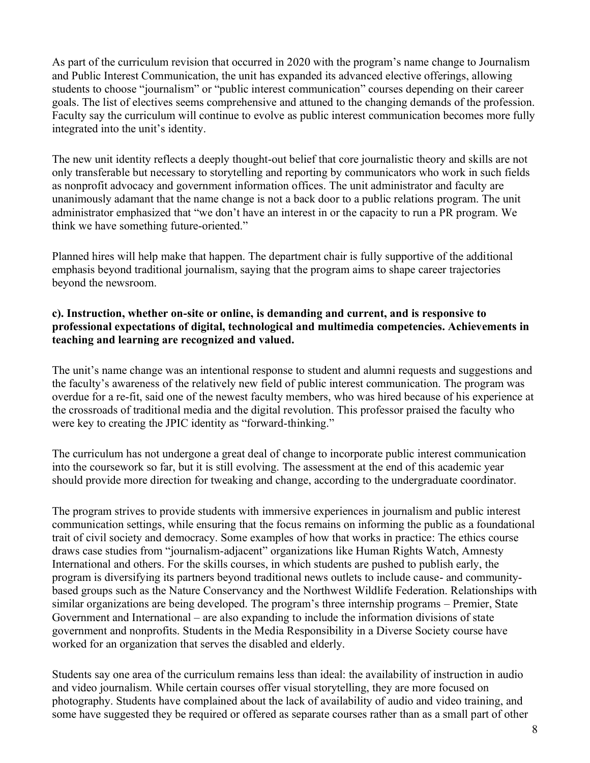As part of the curriculum revision that occurred in 2020 with the program's name change to Journalism and Public Interest Communication, the unit has expanded its advanced elective offerings, allowing students to choose "journalism" or "public interest communication" courses depending on their career goals. The list of electives seems comprehensive and attuned to the changing demands of the profession. Faculty say the curriculum will continue to evolve as public interest communication becomes more fully integrated into the unit's identity.

The new unit identity reflects a deeply thought-out belief that core journalistic theory and skills are not only transferable but necessary to storytelling and reporting by communicators who work in such fields as nonprofit advocacy and government information offices. The unit administrator and faculty are unanimously adamant that the name change is not a back door to a public relations program. The unit administrator emphasized that "we don't have an interest in or the capacity to run a PR program. We think we have something future-oriented."

Planned hires will help make that happen. The department chair is fully supportive of the additional emphasis beyond traditional journalism, saying that the program aims to shape career trajectories beyond the newsroom.

**c). Instruction, whether on-site or online, is demanding and current, and is responsive to professional expectations of digital, technological and multimedia competencies. Achievements in teaching and learning are recognized and valued.**

The unit's name change was an intentional response to student and alumni requests and suggestions and the faculty's awareness of the relatively new field of public interest communication. The program was overdue for a re-fit, said one of the newest faculty members, who was hired because of his experience at the crossroads of traditional media and the digital revolution. This professor praised the faculty who were key to creating the JPIC identity as "forward-thinking."

The curriculum has not undergone a great deal of change to incorporate public interest communication into the coursework so far, but it is still evolving. The assessment at the end of this academic year should provide more direction for tweaking and change, according to the undergraduate coordinator.

The program strives to provide students with immersive experiences in journalism and public interest communication settings, while ensuring that the focus remains on informing the public as a foundational trait of civil society and democracy. Some examples of how that works in practice: The ethics course draws case studies from "journalism-adjacent" organizations like Human Rights Watch, Amnesty International and others. For the skills courses, in which students are pushed to publish early, the program is diversifying its partners beyond traditional news outlets to include cause- and community-based groups such as the Nature Conservancy and the Northwest Wildlife Federation. Relationships with similar organizations are being developed. The program's three internship programs – Premier, State Government and International – are also expanding to include the information divisions of state government and nonprofits. Students in the Media Responsibility in a Diverse Society course have worked for an organization that serves the disabled and elderly.

Students say one area of the curriculum remains less than ideal: the availability of instruction in audio and video journalism. While certain courses offer visual storytelling, they are more focused on photography. Students have complained about the lack of availability of audio and video training, and some have suggested they be required or offered as separate courses rather than as a small part of other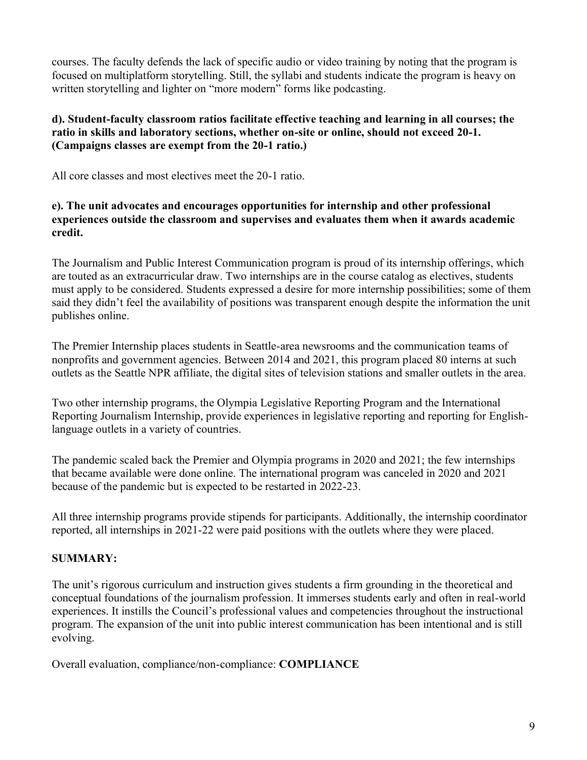courses. The faculty defends the lack of specific audio or video training by noting that the program is focused on multiplatform storytelling. Still, the syllabi and students indicate the program is heavy on written storytelling and lighter on "more modern" forms like podcasting.

**d). Student-faculty classroom ratios facilitate effective teaching and learning in all courses; the ratio in skills and laboratory sections, whether on-site or online, should not exceed 20-1. (Campaigns classes are exempt from the 20-1 ratio.)**

All core classes and most electives meet the 20-1 ratio.

**e). The unit advocates and encourages opportunities for internship and other professional experiences outside the classroom and supervises and evaluates them when it awards academic credit.**

The Journalism and Public Interest Communication program is proud of its internship offerings, which are touted as an extracurricular draw. Two internships are in the course catalog as electives, students must apply to be considered. Students expressed a desire for more internship possibilities; some of them said they didn't feel the availability of positions was transparent enough despite the information the unit publishes online.

The Premier Internship places students in Seattle-area newsrooms and the communication teams of nonprofits and government agencies. Between 2014 and 2021, this program placed 80 interns at such outlets as the Seattle NPR affiliate, the digital sites of television stations and smaller outlets in the area.

Two other internship programs, the Olympia Legislative Reporting Program and the International Reporting Journalism Internship, provide experiences in legislative reporting and reporting for English-language outlets in a variety of countries.

The pandemic scaled back the Premier and Olympia programs in 2020 and 2021; the few internships that became available were done online. The international program was canceled in 2020 and 2021 because of the pandemic but is expected to be restarted in 2022-23.

All three internship programs provide stipends for participants. Additionally, the internship coordinator reported, all internships in 2021-22 were paid positions with the outlets where they were placed.

**SUMMARY:**

The unit's rigorous curriculum and instruction gives students a firm grounding in the theoretical and conceptual foundations of the journalism profession. It immerses students early and often in real-world experiences. It instills the Council's professional values and competencies throughout the instructional program. The expansion of the unit into public interest communication has been intentional and is still evolving.

Overall evaluation, compliance/non-compliance: **COMPLIANCE**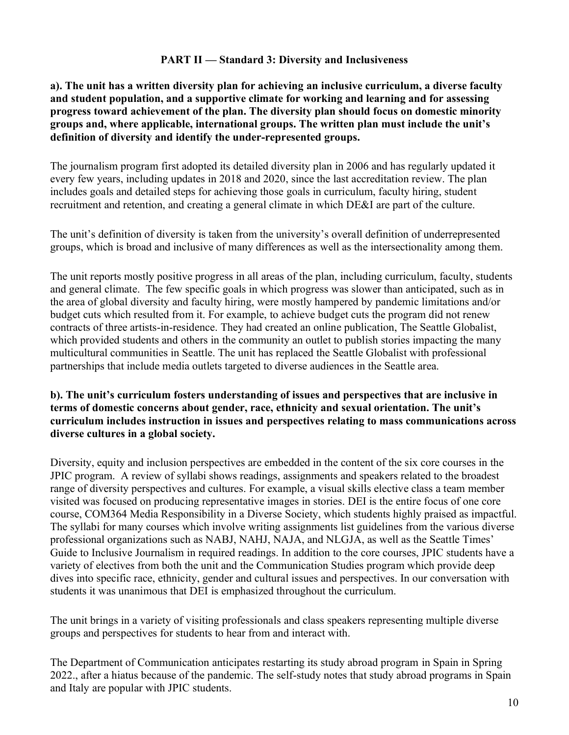### PART II — Standard 3: Diversity and Inclusiveness

**a). The unit has a written diversity plan for achieving an inclusive curriculum, a diverse faculty and student population, and a supportive climate for working and learning and for assessing progress toward achievement of the plan. The diversity plan should focus on domestic minority groups and, where applicable, international groups. The written plan must include the unit's definition of diversity and identify the under-represented groups.**

The journalism program first adopted its detailed diversity plan in 2006 and has regularly updated it every few years, including updates in 2018 and 2020, since the last accreditation review. The plan includes goals and detailed steps for achieving those goals in curriculum, faculty hiring, student recruitment and retention, and creating a general climate in which DE&I are part of the culture.

The unit's definition of diversity is taken from the university's overall definition of underrepresented groups, which is broad and inclusive of many differences as well as the intersectionality among them.

The unit reports mostly positive progress in all areas of the plan, including curriculum, faculty, students and general climate. The few specific goals in which progress was slower than anticipated, such as in the area of global diversity and faculty hiring, were mostly hampered by pandemic limitations and/or budget cuts which resulted from it. For example, to achieve budget cuts the program did not renew contracts of three artists-in-residence. They had created an online publication, The Seattle Globalist, which provided students and others in the community an outlet to publish stories impacting the many multicultural communities in Seattle. The unit has replaced the Seattle Globalist with professional partnerships that include media outlets targeted to diverse audiences in the Seattle area.

**b). The unit's curriculum fosters understanding of issues and perspectives that are inclusive in terms of domestic concerns about gender, race, ethnicity and sexual orientation. The unit's curriculum includes instruction in issues and perspectives relating to mass communications across diverse cultures in a global society.**

Diversity, equity and inclusion perspectives are embedded in the content of the six core courses in the JPIC program. A review of syllabi shows readings, assignments and speakers related to the broadest range of diversity perspectives and cultures. For example, a visual skills elective class a team member visited was focused on producing representative images in stories. DEI is the entire focus of one core course, COM364 Media Responsibility in a Diverse Society, which students highly praised as impactful. The syllabi for many courses which involve writing assignments list guidelines from the various diverse professional organizations such as NABJ, NAHJ, NAJA, and NLGJA, as well as the Seattle Times' Guide to Inclusive Journalism in required readings. In addition to the core courses, JPIC students have a variety of electives from both the unit and the Communication Studies program which provide deep dives into specific race, ethnicity, gender and cultural issues and perspectives. In our conversation with students it was unanimous that DEI is emphasized throughout the curriculum.

The unit brings in a variety of visiting professionals and class speakers representing multiple diverse groups and perspectives for students to hear from and interact with.

The Department of Communication anticipates restarting its study abroad program in Spain in Spring 2022., after a hiatus because of the pandemic. The self-study notes that study abroad programs in Spain and Italy are popular with JPIC students.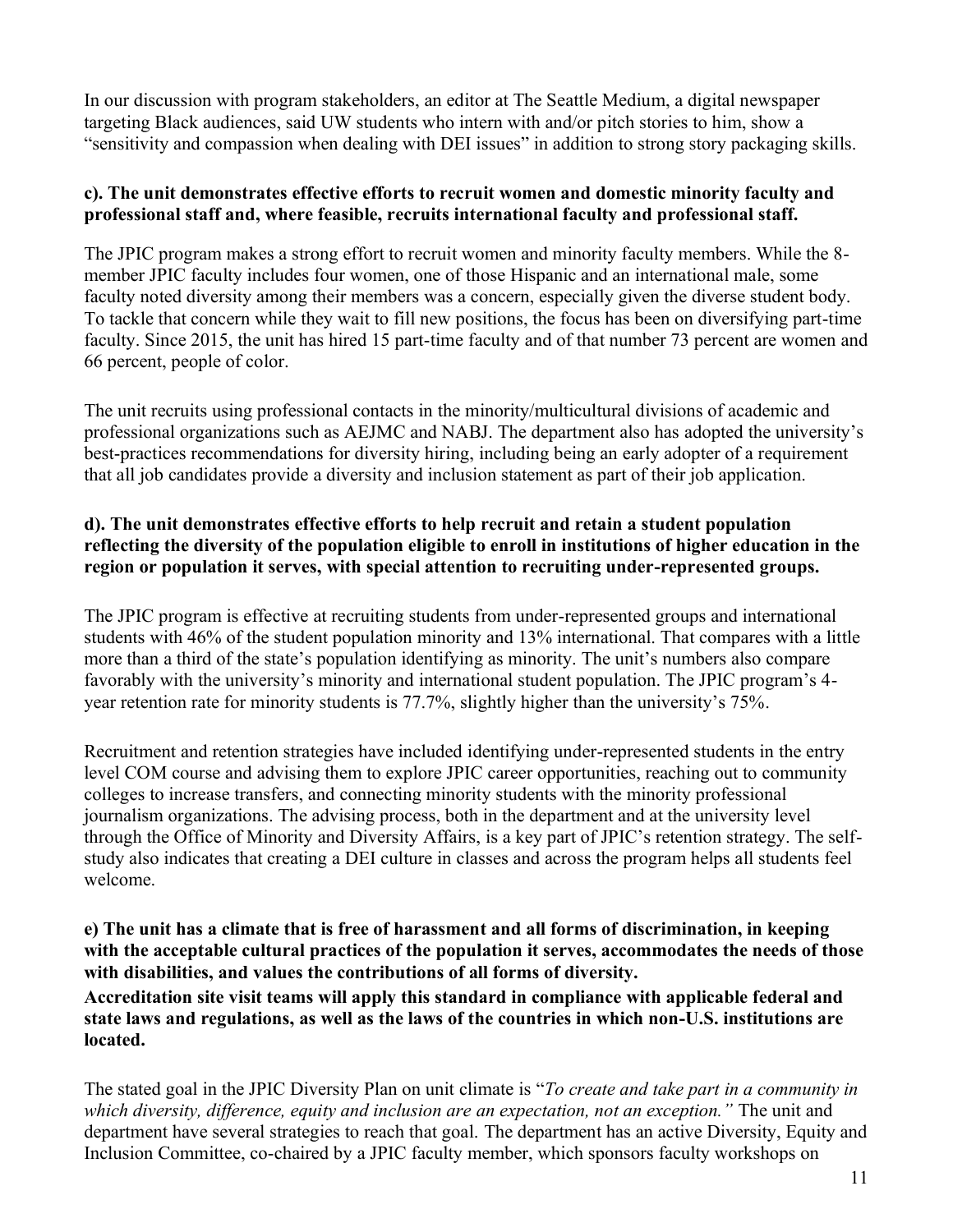In our discussion with program stakeholders, an editor at The Seattle Medium, a digital newspaper targeting Black audiences, said UW students who intern with and/or pitch stories to him, show a "sensitivity and compassion when dealing with DEI issues" in addition to strong story packaging skills.

**c). The unit demonstrates effective efforts to recruit women and domestic minority faculty and professional staff and, where feasible, recruits international faculty and professional staff.**

The JPIC program makes a strong effort to recruit women and minority faculty members. While the 8-member JPIC faculty includes four women, one of those Hispanic and an international male, some faculty noted diversity among their members was a concern, especially given the diverse student body. To tackle that concern while they wait to fill new positions, the focus has been on diversifying part-time faculty. Since 2015, the unit has hired 15 part-time faculty and of that number 73 percent are women and 66 percent, people of color.

The unit recruits using professional contacts in the minority/multicultural divisions of academic and professional organizations such as AEJMC and NABJ. The department also has adopted the university's best-practices recommendations for diversity hiring, including being an early adopter of a requirement that all job candidates provide a diversity and inclusion statement as part of their job application.

**d). The unit demonstrates effective efforts to help recruit and retain a student population reflecting the diversity of the population eligible to enroll in institutions of higher education in the region or population it serves, with special attention to recruiting under-represented groups.**

The JPIC program is effective at recruiting students from under-represented groups and international students with 46% of the student population minority and 13% international. That compares with a little more than a third of the state's population identifying as minority. The unit's numbers also compare favorably with the university's minority and international student population. The JPIC program's 4-year retention rate for minority students is 77.7%, slightly higher than the university's 75%.

Recruitment and retention strategies have included identifying under-represented students in the entry level COM course and advising them to explore JPIC career opportunities, reaching out to community colleges to increase transfers, and connecting minority students with the minority professional journalism organizations. The advising process, both in the department and at the university level through the Office of Minority and Diversity Affairs, is a key part of JPIC's retention strategy. The self-study also indicates that creating a DEI culture in classes and across the program helps all students feel welcome.

**e) The unit has a climate that is free of harassment and all forms of discrimination, in keeping with the acceptable cultural practices of the population it serves, accommodates the needs of those with disabilities, and values the contributions of all forms of diversity.**
**Accreditation site visit teams will apply this standard in compliance with applicable federal and state laws and regulations, as well as the laws of the countries in which non-U.S. institutions are located.**

The stated goal in the JPIC Diversity Plan on unit climate is "*To create and take part in a community in which diversity, difference, equity and inclusion are an expectation, not an exception.*" The unit and department have several strategies to reach that goal. The department has an active Diversity, Equity and Inclusion Committee, co-chaired by a JPIC faculty member, which sponsors faculty workshops on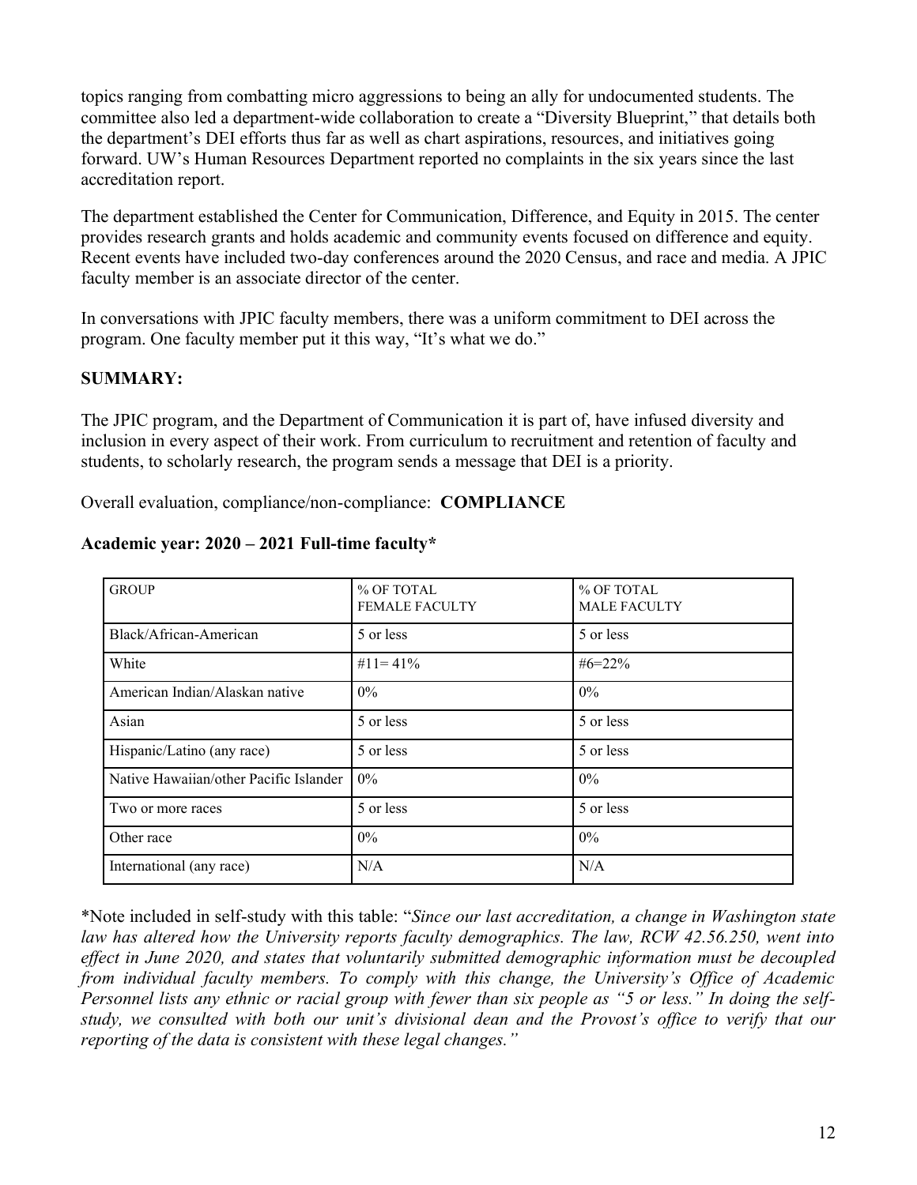topics ranging from combatting micro aggressions to being an ally for undocumented students. The committee also led a department-wide collaboration to create a "Diversity Blueprint," that details both the department's DEI efforts thus far as well as chart aspirations, resources, and initiatives going forward. UW's Human Resources Department reported no complaints in the six years since the last accreditation report.

The department established the Center for Communication, Difference, and Equity in 2015. The center provides research grants and holds academic and community events focused on difference and equity. Recent events have included two-day conferences around the 2020 Census, and race and media. A JPIC faculty member is an associate director of the center.

In conversations with JPIC faculty members, there was a uniform commitment to DEI across the program. One faculty member put it this way, "It's what we do."

**SUMMARY:**

The JPIC program, and the Department of Communication it is part of, have infused diversity and inclusion in every aspect of their work. From curriculum to recruitment and retention of faculty and students, to scholarly research, the program sends a message that DEI is a priority.

Overall evaluation, compliance/non-compliance: **COMPLIANCE**

**Academic year: 2020 – 2021 Full-time faculty***

| GROUP | % OF TOTAL FEMALE FACULTY | % OF TOTAL MALE FACULTY |
|---|---|---|
| Black/African-American | 5 or less | 5 or less |
| White | #11= 41% | #6=22% |
| American Indian/Alaskan native | 0% | 0% |
| Asian | 5 or less | 5 or less |
| Hispanic/Latino (any race) | 5 or less | 5 or less |
| Native Hawaiian/other Pacific Islander | 0% | 0% |
| Two or more races | 5 or less | 5 or less |
| Other race | 0% | 0% |
| International (any race) | N/A | N/A |

*Note included in self-study with this table: "*Since our last accreditation, a change in Washington state law has altered how the University reports faculty demographics. The law, RCW 42.56.250, went into effect in June 2020, and states that voluntarily submitted demographic information must be decoupled from individual faculty members. To comply with this change, the University's Office of Academic Personnel lists any ethnic or racial group with fewer than six people as "5 or less." In doing the self-study, we consulted with both our unit's divisional dean and the Provost's office to verify that our reporting of the data is consistent with these legal changes.*"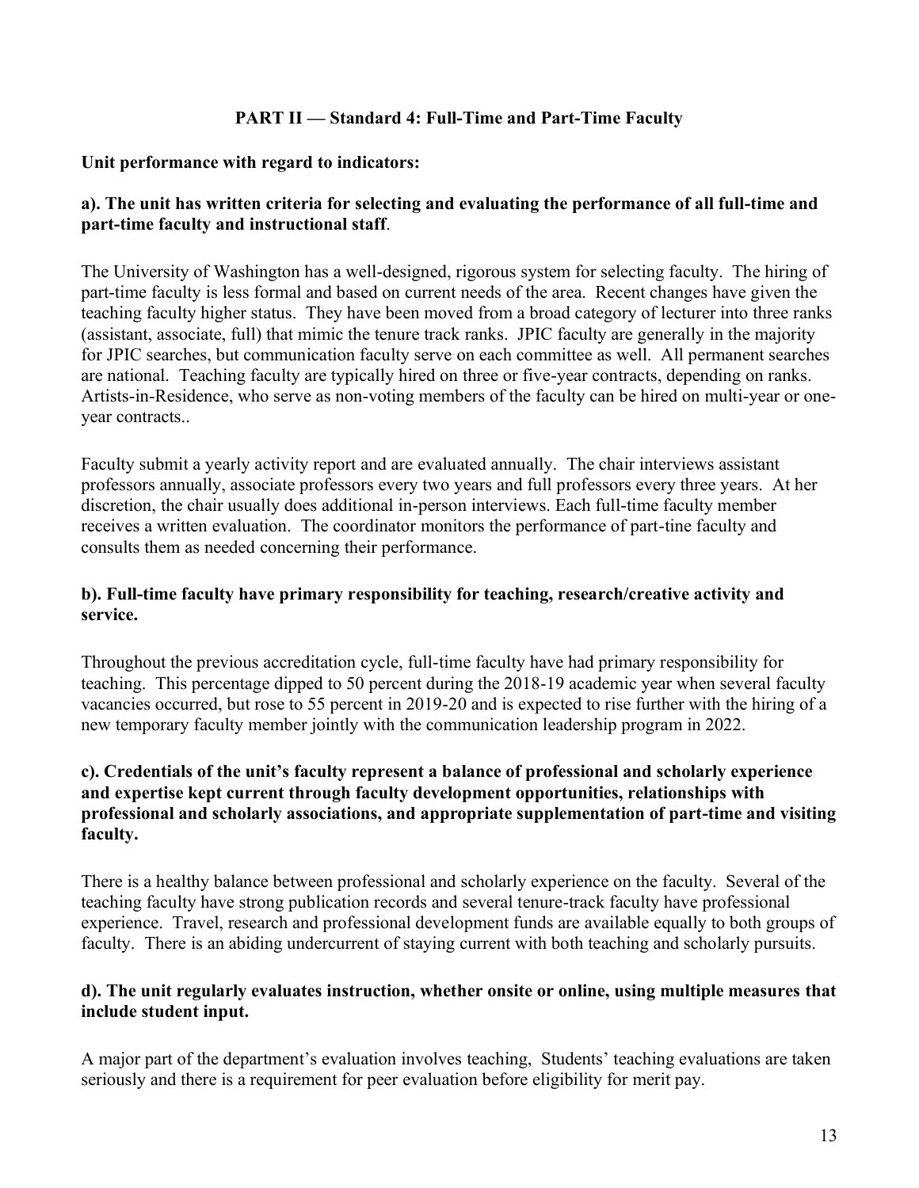## PART II — Standard 4: Full-Time and Part-Time Faculty

**Unit performance with regard to indicators:**

**a). The unit has written criteria for selecting and evaluating the performance of all full-time and part-time faculty and instructional staff**.

The University of Washington has a well-designed, rigorous system for selecting faculty. The hiring of part-time faculty is less formal and based on current needs of the area. Recent changes have given the teaching faculty higher status. They have been moved from a broad category of lecturer into three ranks (assistant, associate, full) that mimic the tenure track ranks. JPIC faculty are generally in the majority for JPIC searches, but communication faculty serve on each committee as well. All permanent searches are national. Teaching faculty are typically hired on three or five-year contracts, depending on ranks. Artists-in-Residence, who serve as non-voting members of the faculty can be hired on multi-year or one-year contracts..

Faculty submit a yearly activity report and are evaluated annually. The chair interviews assistant professors annually, associate professors every two years and full professors every three years. At her discretion, the chair usually does additional in-person interviews. Each full-time faculty member receives a written evaluation. The coordinator monitors the performance of part-tine faculty and consults them as needed concerning their performance.

**b). Full-time faculty have primary responsibility for teaching, research/creative activity and service.**

Throughout the previous accreditation cycle, full-time faculty have had primary responsibility for teaching. This percentage dipped to 50 percent during the 2018-19 academic year when several faculty vacancies occurred, but rose to 55 percent in 2019-20 and is expected to rise further with the hiring of a new temporary faculty member jointly with the communication leadership program in 2022.

**c). Credentials of the unit's faculty represent a balance of professional and scholarly experience and expertise kept current through faculty development opportunities, relationships with professional and scholarly associations, and appropriate supplementation of part-time and visiting faculty.**

There is a healthy balance between professional and scholarly experience on the faculty. Several of the teaching faculty have strong publication records and several tenure-track faculty have professional experience. Travel, research and professional development funds are available equally to both groups of faculty. There is an abiding undercurrent of staying current with both teaching and scholarly pursuits.

**d). The unit regularly evaluates instruction, whether onsite or online, using multiple measures that include student input.**

A major part of the department's evaluation involves teaching, Students' teaching evaluations are taken seriously and there is a requirement for peer evaluation before eligibility for merit pay.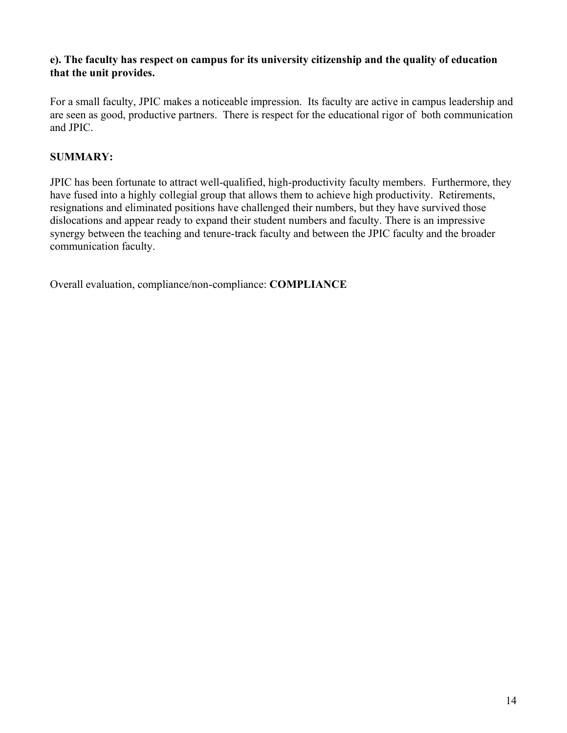**e). The faculty has respect on campus for its university citizenship and the quality of education that the unit provides.**

For a small faculty, JPIC makes a noticeable impression. Its faculty are active in campus leadership and are seen as good, productive partners. There is respect for the educational rigor of both communication and JPIC.

**SUMMARY:**

JPIC has been fortunate to attract well-qualified, high-productivity faculty members. Furthermore, they have fused into a highly collegial group that allows them to achieve high productivity. Retirements, resignations and eliminated positions have challenged their numbers, but they have survived those dislocations and appear ready to expand their student numbers and faculty. There is an impressive synergy between the teaching and tenure-track faculty and between the JPIC faculty and the broader communication faculty.

Overall evaluation, compliance/non-compliance: **COMPLIANCE**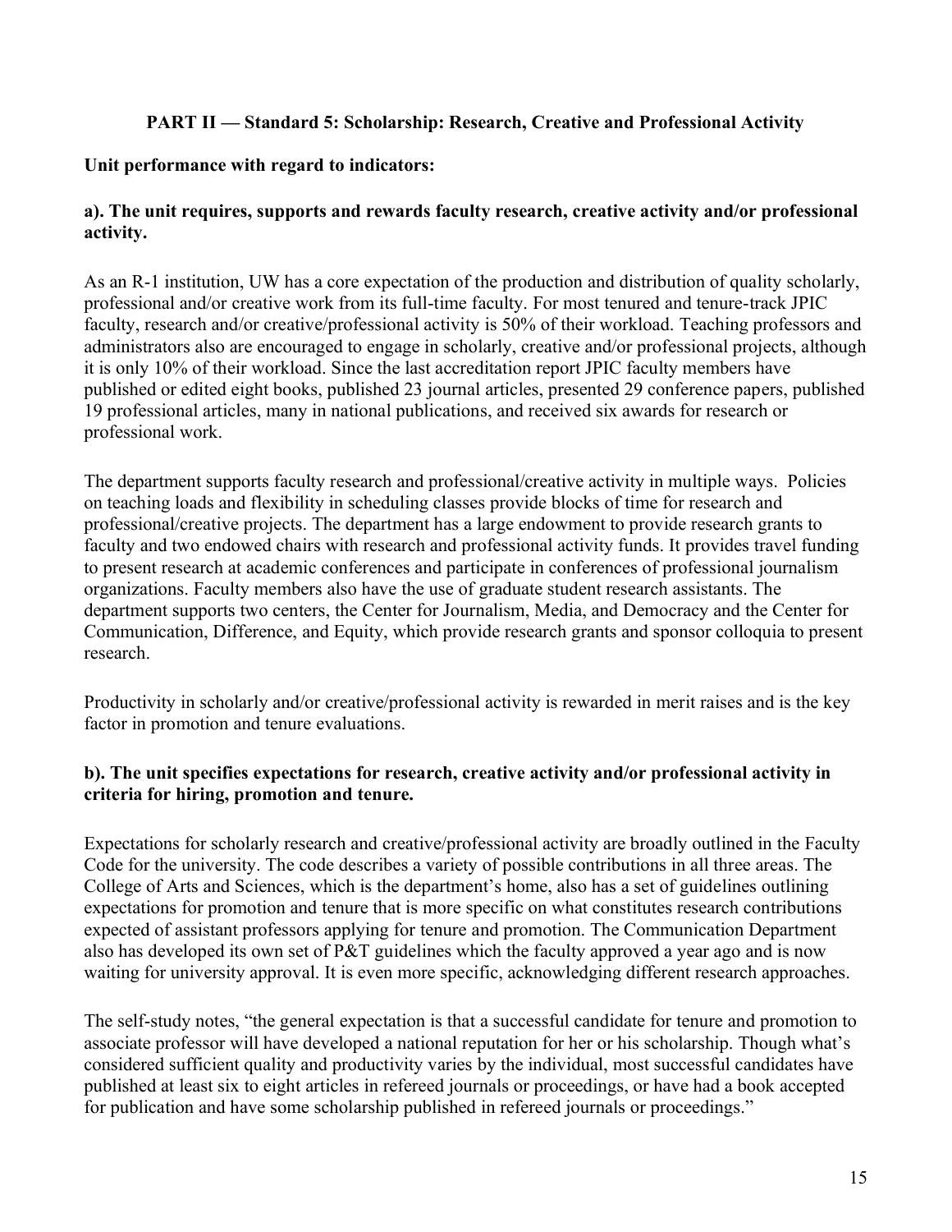## PART II — Standard 5: Scholarship: Research, Creative and Professional Activity

**Unit performance with regard to indicators:**

**a). The unit requires, supports and rewards faculty research, creative activity and/or professional activity.**

As an R-1 institution, UW has a core expectation of the production and distribution of quality scholarly, professional and/or creative work from its full-time faculty. For most tenured and tenure-track JPIC faculty, research and/or creative/professional activity is 50% of their workload. Teaching professors and administrators also are encouraged to engage in scholarly, creative and/or professional projects, although it is only 10% of their workload. Since the last accreditation report JPIC faculty members have published or edited eight books, published 23 journal articles, presented 29 conference papers, published 19 professional articles, many in national publications, and received six awards for research or professional work.

The department supports faculty research and professional/creative activity in multiple ways. Policies on teaching loads and flexibility in scheduling classes provide blocks of time for research and professional/creative projects. The department has a large endowment to provide research grants to faculty and two endowed chairs with research and professional activity funds. It provides travel funding to present research at academic conferences and participate in conferences of professional journalism organizations. Faculty members also have the use of graduate student research assistants. The department supports two centers, the Center for Journalism, Media, and Democracy and the Center for Communication, Difference, and Equity, which provide research grants and sponsor colloquia to present research.

Productivity in scholarly and/or creative/professional activity is rewarded in merit raises and is the key factor in promotion and tenure evaluations.

**b). The unit specifies expectations for research, creative activity and/or professional activity in criteria for hiring, promotion and tenure.**

Expectations for scholarly research and creative/professional activity are broadly outlined in the Faculty Code for the university. The code describes a variety of possible contributions in all three areas. The College of Arts and Sciences, which is the department's home, also has a set of guidelines outlining expectations for promotion and tenure that is more specific on what constitutes research contributions expected of assistant professors applying for tenure and promotion. The Communication Department also has developed its own set of P&T guidelines which the faculty approved a year ago and is now waiting for university approval. It is even more specific, acknowledging different research approaches.

The self-study notes, "the general expectation is that a successful candidate for tenure and promotion to associate professor will have developed a national reputation for her or his scholarship. Though what's considered sufficient quality and productivity varies by the individual, most successful candidates have published at least six to eight articles in refereed journals or proceedings, or have had a book accepted for publication and have some scholarship published in refereed journals or proceedings."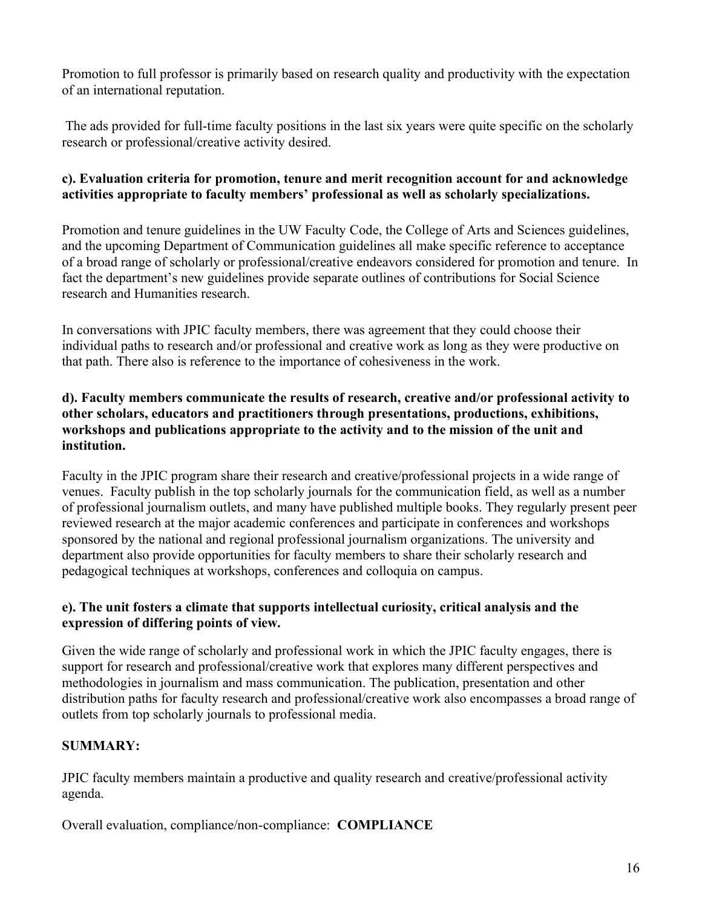Promotion to full professor is primarily based on research quality and productivity with the expectation of an international reputation.

The ads provided for full-time faculty positions in the last six years were quite specific on the scholarly research or professional/creative activity desired.

**c). Evaluation criteria for promotion, tenure and merit recognition account for and acknowledge activities appropriate to faculty members' professional as well as scholarly specializations.**

Promotion and tenure guidelines in the UW Faculty Code, the College of Arts and Sciences guidelines, and the upcoming Department of Communication guidelines all make specific reference to acceptance of a broad range of scholarly or professional/creative endeavors considered for promotion and tenure. In fact the department's new guidelines provide separate outlines of contributions for Social Science research and Humanities research.

In conversations with JPIC faculty members, there was agreement that they could choose their individual paths to research and/or professional and creative work as long as they were productive on that path. There also is reference to the importance of cohesiveness in the work.

**d). Faculty members communicate the results of research, creative and/or professional activity to other scholars, educators and practitioners through presentations, productions, exhibitions, workshops and publications appropriate to the activity and to the mission of the unit and institution.**

Faculty in the JPIC program share their research and creative/professional projects in a wide range of venues. Faculty publish in the top scholarly journals for the communication field, as well as a number of professional journalism outlets, and many have published multiple books. They regularly present peer reviewed research at the major academic conferences and participate in conferences and workshops sponsored by the national and regional professional journalism organizations. The university and department also provide opportunities for faculty members to share their scholarly research and pedagogical techniques at workshops, conferences and colloquia on campus.

**e). The unit fosters a climate that supports intellectual curiosity, critical analysis and the expression of differing points of view.**

Given the wide range of scholarly and professional work in which the JPIC faculty engages, there is support for research and professional/creative work that explores many different perspectives and methodologies in journalism and mass communication. The publication, presentation and other distribution paths for faculty research and professional/creative work also encompasses a broad range of outlets from top scholarly journals to professional media.

**SUMMARY:**

JPIC faculty members maintain a productive and quality research and creative/professional activity agenda.

Overall evaluation, compliance/non-compliance: **COMPLIANCE**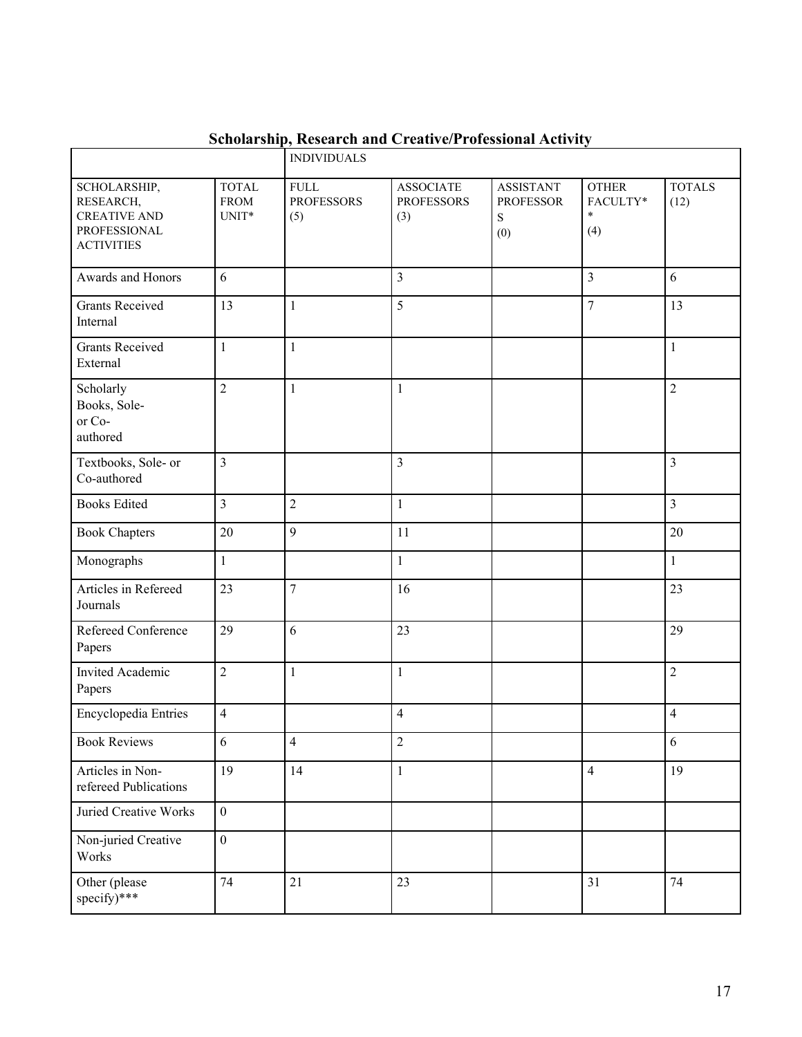## Scholarship, Research and Creative/Professional Activity

| | | INDIVIDUALS | | | | |
|---|---|---|---|---|---|---|
| SCHOLARSHIP, RESEARCH, CREATIVE AND PROFESSIONAL ACTIVITIES | TOTAL FROM UNIT* | FULL PROFESSORS (5) | ASSOCIATE PROFESSORS (3) | ASSISTANT PROFESSORS (0) | OTHER FACULTY** (4) | TOTALS (12) |
| Awards and Honors | 6 | | 3 | | 3 | 6 |
| Grants Received Internal | 13 | 1 | 5 | | 7 | 13 |
| Grants Received External | 1 | 1 | | | | 1 |
| Scholarly Books, Sole- or Co-authored | 2 | 1 | 1 | | | 2 |
| Textbooks, Sole- or Co-authored | 3 | | 3 | | | 3 |
| Books Edited | 3 | 2 | 1 | | | 3 |
| Book Chapters | 20 | 9 | 11 | | | 20 |
| Monographs | 1 | | 1 | | | 1 |
| Articles in Refereed Journals | 23 | 7 | 16 | | | 23 |
| Refereed Conference Papers | 29 | 6 | 23 | | | 29 |
| Invited Academic Papers | 2 | 1 | 1 | | | 2 |
| Encyclopedia Entries | 4 | | 4 | | | 4 |
| Book Reviews | 6 | 4 | 2 | | | 6 |
| Articles in Non-refereed Publications | 19 | 14 | 1 | | 4 | 19 |
| Juried Creative Works | 0 | | | | | |
| Non-juried Creative Works | 0 | | | | | |
| Other (please specify)*** | 74 | 21 | 23 | | 31 | 74 |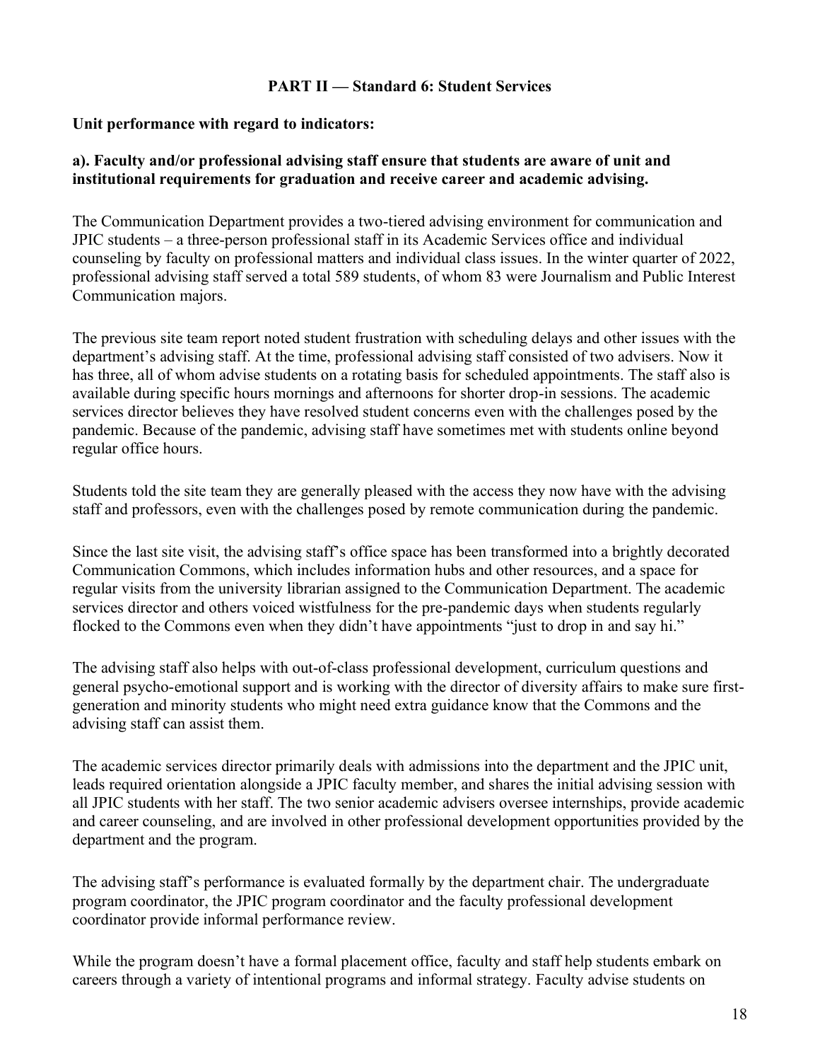## PART II — Standard 6: Student Services

**Unit performance with regard to indicators:**

**a). Faculty and/or professional advising staff ensure that students are aware of unit and institutional requirements for graduation and receive career and academic advising.**

The Communication Department provides a two-tiered advising environment for communication and JPIC students – a three-person professional staff in its Academic Services office and individual counseling by faculty on professional matters and individual class issues. In the winter quarter of 2022, professional advising staff served a total 589 students, of whom 83 were Journalism and Public Interest Communication majors.

The previous site team report noted student frustration with scheduling delays and other issues with the department's advising staff. At the time, professional advising staff consisted of two advisers. Now it has three, all of whom advise students on a rotating basis for scheduled appointments. The staff also is available during specific hours mornings and afternoons for shorter drop-in sessions. The academic services director believes they have resolved student concerns even with the challenges posed by the pandemic. Because of the pandemic, advising staff have sometimes met with students online beyond regular office hours.

Students told the site team they are generally pleased with the access they now have with the advising staff and professors, even with the challenges posed by remote communication during the pandemic.

Since the last site visit, the advising staff's office space has been transformed into a brightly decorated Communication Commons, which includes information hubs and other resources, and a space for regular visits from the university librarian assigned to the Communication Department. The academic services director and others voiced wistfulness for the pre-pandemic days when students regularly flocked to the Commons even when they didn't have appointments "just to drop in and say hi."

The advising staff also helps with out-of-class professional development, curriculum questions and general psycho-emotional support and is working with the director of diversity affairs to make sure first-generation and minority students who might need extra guidance know that the Commons and the advising staff can assist them.

The academic services director primarily deals with admissions into the department and the JPIC unit, leads required orientation alongside a JPIC faculty member, and shares the initial advising session with all JPIC students with her staff. The two senior academic advisers oversee internships, provide academic and career counseling, and are involved in other professional development opportunities provided by the department and the program.

The advising staff's performance is evaluated formally by the department chair. The undergraduate program coordinator, the JPIC program coordinator and the faculty professional development coordinator provide informal performance review.

While the program doesn't have a formal placement office, faculty and staff help students embark on careers through a variety of intentional programs and informal strategy. Faculty advise students on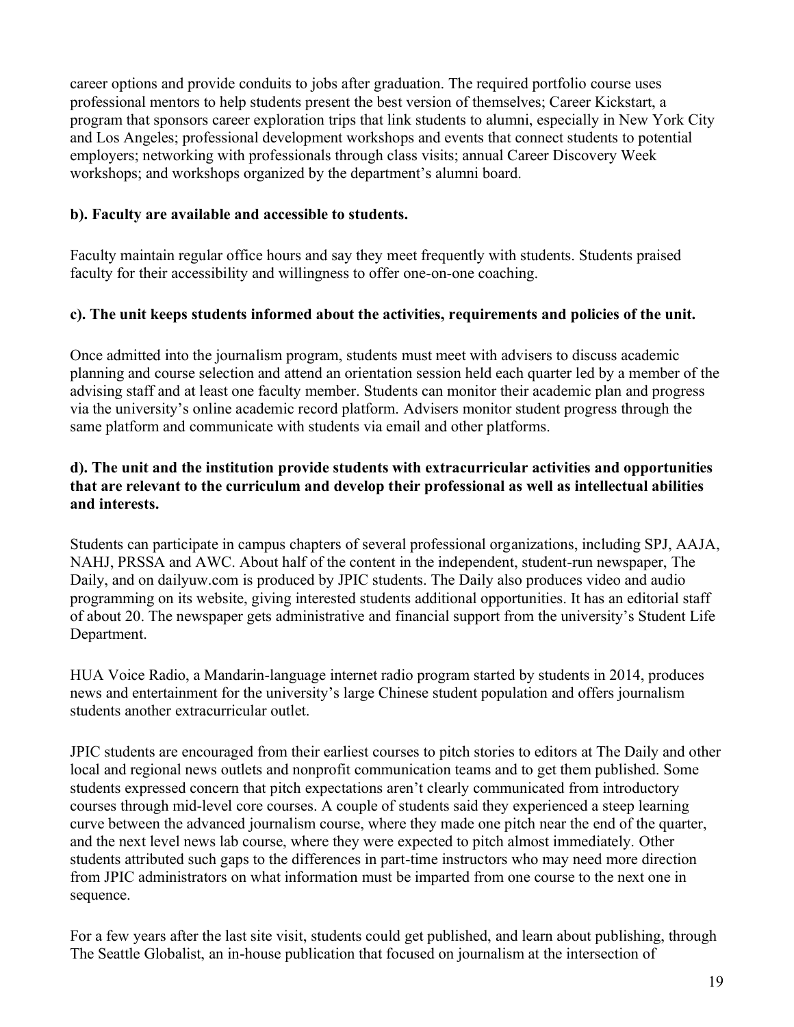career options and provide conduits to jobs after graduation. The required portfolio course uses professional mentors to help students present the best version of themselves; Career Kickstart, a program that sponsors career exploration trips that link students to alumni, especially in New York City and Los Angeles; professional development workshops and events that connect students to potential employers; networking with professionals through class visits; annual Career Discovery Week workshops; and workshops organized by the department's alumni board.

**b). Faculty are available and accessible to students.**

Faculty maintain regular office hours and say they meet frequently with students. Students praised faculty for their accessibility and willingness to offer one-on-one coaching.

**c). The unit keeps students informed about the activities, requirements and policies of the unit.**

Once admitted into the journalism program, students must meet with advisers to discuss academic planning and course selection and attend an orientation session held each quarter led by a member of the advising staff and at least one faculty member. Students can monitor their academic plan and progress via the university's online academic record platform. Advisers monitor student progress through the same platform and communicate with students via email and other platforms.

**d). The unit and the institution provide students with extracurricular activities and opportunities that are relevant to the curriculum and develop their professional as well as intellectual abilities and interests.**

Students can participate in campus chapters of several professional organizations, including SPJ, AAJA, NAHJ, PRSSA and AWC. About half of the content in the independent, student-run newspaper, The Daily, and on dailyuw.com is produced by JPIC students. The Daily also produces video and audio programming on its website, giving interested students additional opportunities. It has an editorial staff of about 20. The newspaper gets administrative and financial support from the university's Student Life Department.

HUA Voice Radio, a Mandarin-language internet radio program started by students in 2014, produces news and entertainment for the university's large Chinese student population and offers journalism students another extracurricular outlet.

JPIC students are encouraged from their earliest courses to pitch stories to editors at The Daily and other local and regional news outlets and nonprofit communication teams and to get them published. Some students expressed concern that pitch expectations aren't clearly communicated from introductory courses through mid-level core courses. A couple of students said they experienced a steep learning curve between the advanced journalism course, where they made one pitch near the end of the quarter, and the next level news lab course, where they were expected to pitch almost immediately. Other students attributed such gaps to the differences in part-time instructors who may need more direction from JPIC administrators on what information must be imparted from one course to the next one in sequence.

For a few years after the last site visit, students could get published, and learn about publishing, through The Seattle Globalist, an in-house publication that focused on journalism at the intersection of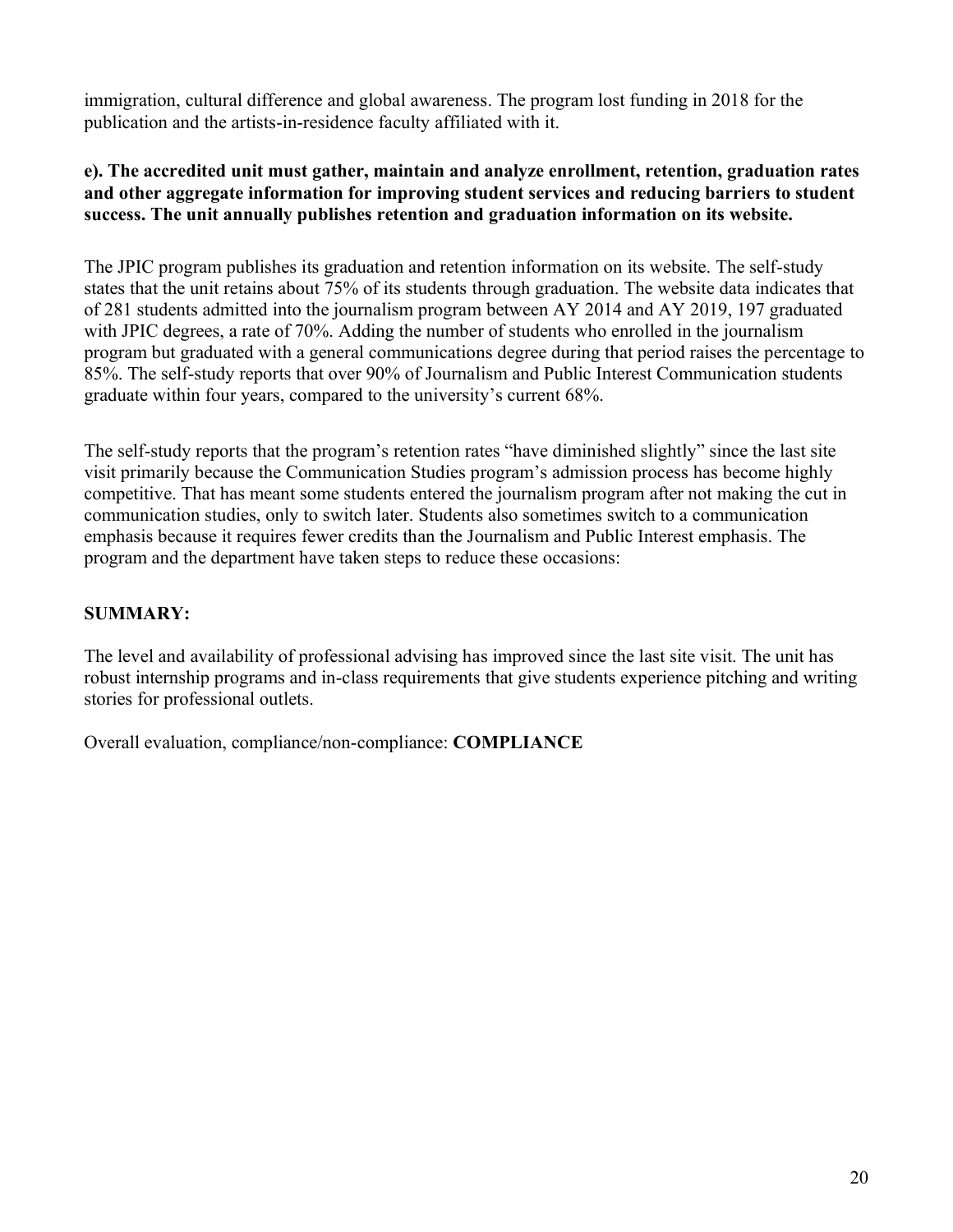immigration, cultural difference and global awareness. The program lost funding in 2018 for the publication and the artists-in-residence faculty affiliated with it.

**e). The accredited unit must gather, maintain and analyze enrollment, retention, graduation rates and other aggregate information for improving student services and reducing barriers to student success. The unit annually publishes retention and graduation information on its website.**

The JPIC program publishes its graduation and retention information on its website. The self-study states that the unit retains about 75% of its students through graduation. The website data indicates that of 281 students admitted into the journalism program between AY 2014 and AY 2019, 197 graduated with JPIC degrees, a rate of 70%. Adding the number of students who enrolled in the journalism program but graduated with a general communications degree during that period raises the percentage to 85%. The self-study reports that over 90% of Journalism and Public Interest Communication students graduate within four years, compared to the university's current 68%.

The self-study reports that the program's retention rates "have diminished slightly" since the last site visit primarily because the Communication Studies program's admission process has become highly competitive. That has meant some students entered the journalism program after not making the cut in communication studies, only to switch later. Students also sometimes switch to a communication emphasis because it requires fewer credits than the Journalism and Public Interest emphasis. The program and the department have taken steps to reduce these occasions:

**SUMMARY:**

The level and availability of professional advising has improved since the last site visit. The unit has robust internship programs and in-class requirements that give students experience pitching and writing stories for professional outlets.

Overall evaluation, compliance/non-compliance: **COMPLIANCE**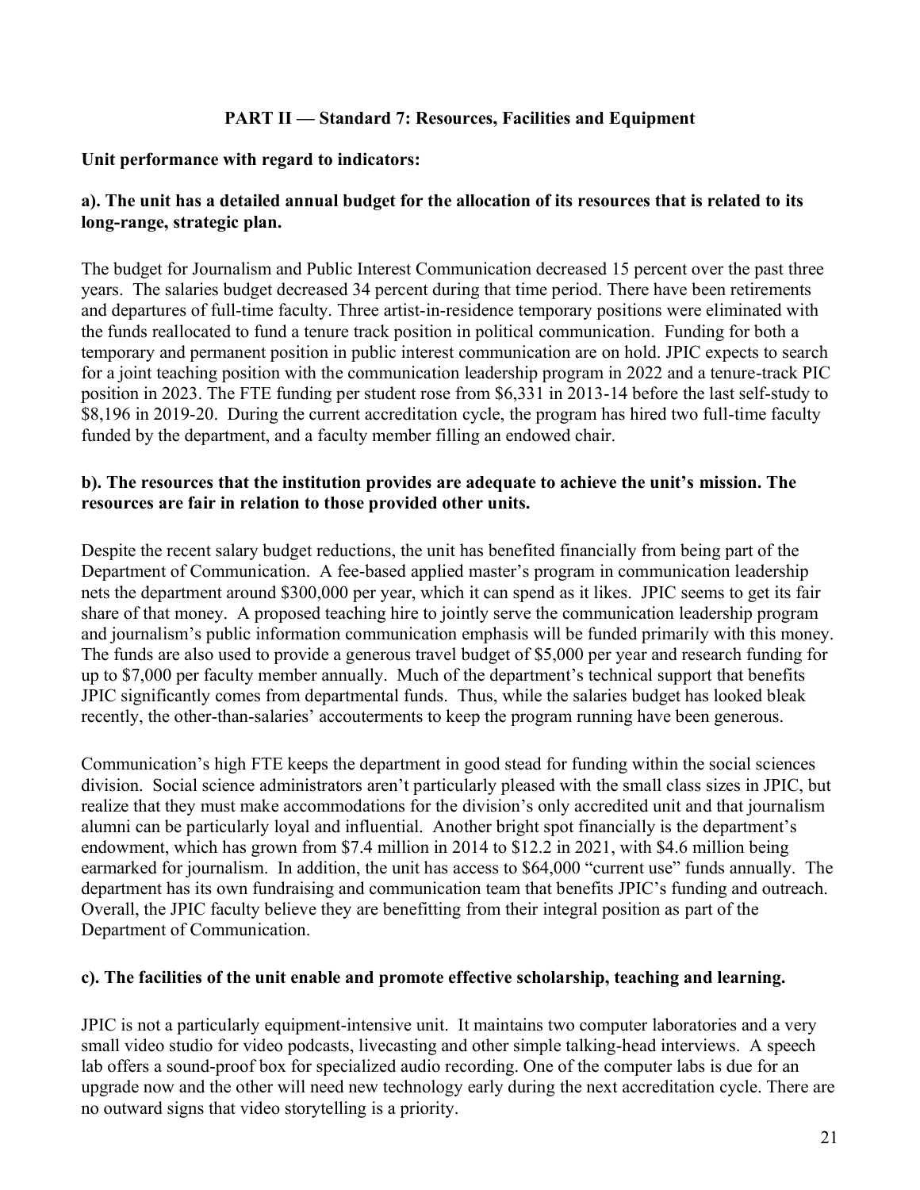## PART II — Standard 7: Resources, Facilities and Equipment

**Unit performance with regard to indicators:**

**a). The unit has a detailed annual budget for the allocation of its resources that is related to its long-range, strategic plan.**

The budget for Journalism and Public Interest Communication decreased 15 percent over the past three years. The salaries budget decreased 34 percent during that time period. There have been retirements and departures of full-time faculty. Three artist-in-residence temporary positions were eliminated with the funds reallocated to fund a tenure track position in political communication. Funding for both a temporary and permanent position in public interest communication are on hold. JPIC expects to search for a joint teaching position with the communication leadership program in 2022 and a tenure-track PIC position in 2023. The FTE funding per student rose from $6,331 in 2013-14 before the last self-study to $8,196 in 2019-20. During the current accreditation cycle, the program has hired two full-time faculty funded by the department, and a faculty member filling an endowed chair.

**b). The resources that the institution provides are adequate to achieve the unit's mission. The resources are fair in relation to those provided other units.**

Despite the recent salary budget reductions, the unit has benefited financially from being part of the Department of Communication. A fee-based applied master's program in communication leadership nets the department around $300,000 per year, which it can spend as it likes. JPIC seems to get its fair share of that money. A proposed teaching hire to jointly serve the communication leadership program and journalism's public information communication emphasis will be funded primarily with this money. The funds are also used to provide a generous travel budget of $5,000 per year and research funding for up to $7,000 per faculty member annually. Much of the department's technical support that benefits JPIC significantly comes from departmental funds. Thus, while the salaries budget has looked bleak recently, the other-than-salaries' accouterments to keep the program running have been generous.

Communication's high FTE keeps the department in good stead for funding within the social sciences division. Social science administrators aren't particularly pleased with the small class sizes in JPIC, but realize that they must make accommodations for the division's only accredited unit and that journalism alumni can be particularly loyal and influential. Another bright spot financially is the department's endowment, which has grown from $7.4 million in 2014 to $12.2 in 2021, with $4.6 million being earmarked for journalism. In addition, the unit has access to $64,000 "current use" funds annually. The department has its own fundraising and communication team that benefits JPIC's funding and outreach. Overall, the JPIC faculty believe they are benefitting from their integral position as part of the Department of Communication.

**c). The facilities of the unit enable and promote effective scholarship, teaching and learning.**

JPIC is not a particularly equipment-intensive unit. It maintains two computer laboratories and a very small video studio for video podcasts, livecasting and other simple talking-head interviews. A speech lab offers a sound-proof box for specialized audio recording. One of the computer labs is due for an upgrade now and the other will need new technology early during the next accreditation cycle. There are no outward signs that video storytelling is a priority.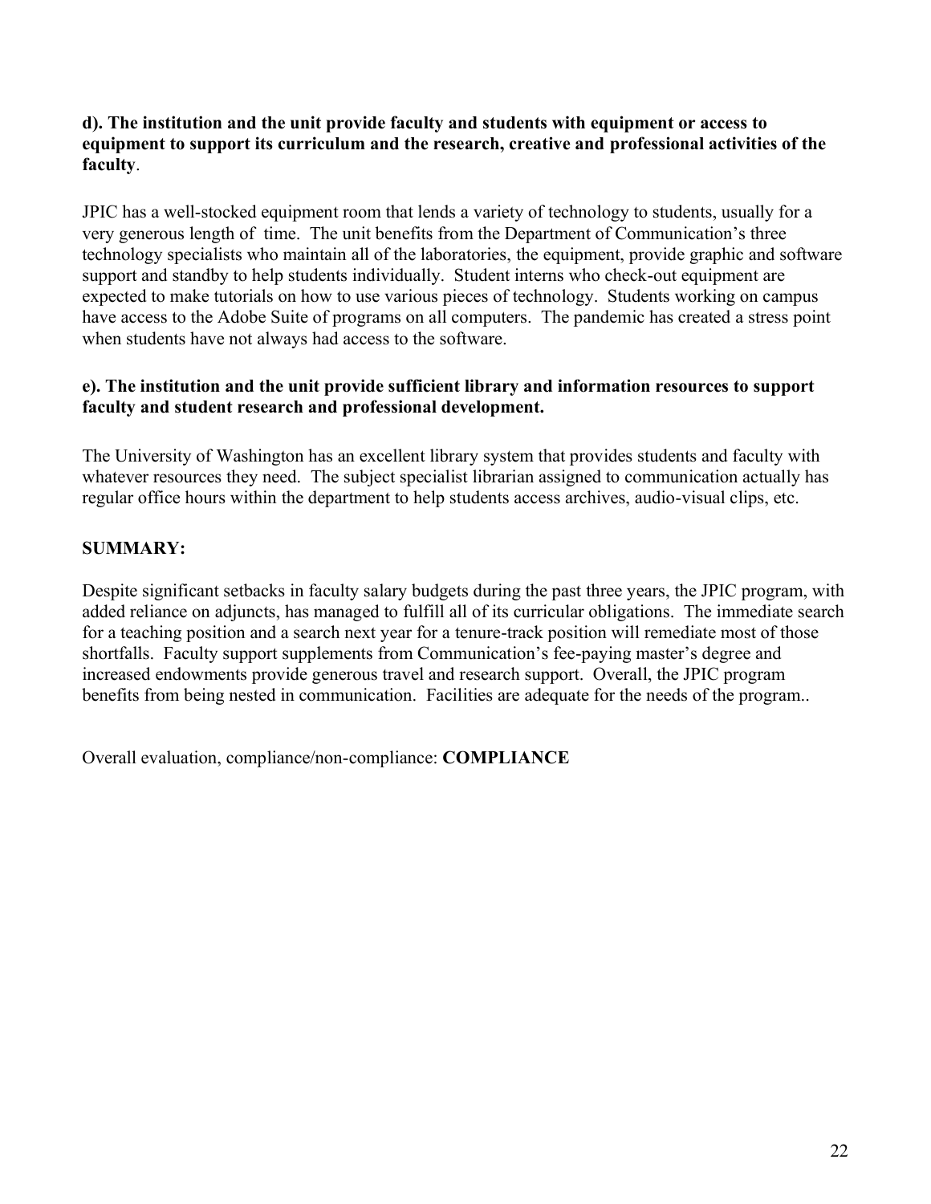**d). The institution and the unit provide faculty and students with equipment or access to equipment to support its curriculum and the research, creative and professional activities of the faculty**.

JPIC has a well-stocked equipment room that lends a variety of technology to students, usually for a very generous length of time. The unit benefits from the Department of Communication's three technology specialists who maintain all of the laboratories, the equipment, provide graphic and software support and standby to help students individually. Student interns who check-out equipment are expected to make tutorials on how to use various pieces of technology. Students working on campus have access to the Adobe Suite of programs on all computers. The pandemic has created a stress point when students have not always had access to the software.

**e). The institution and the unit provide sufficient library and information resources to support faculty and student research and professional development.**

The University of Washington has an excellent library system that provides students and faculty with whatever resources they need. The subject specialist librarian assigned to communication actually has regular office hours within the department to help students access archives, audio-visual clips, etc.

**SUMMARY:**

Despite significant setbacks in faculty salary budgets during the past three years, the JPIC program, with added reliance on adjuncts, has managed to fulfill all of its curricular obligations. The immediate search for a teaching position and a search next year for a tenure-track position will remediate most of those shortfalls. Faculty support supplements from Communication's fee-paying master's degree and increased endowments provide generous travel and research support. Overall, the JPIC program benefits from being nested in communication. Facilities are adequate for the needs of the program..

Overall evaluation, compliance/non-compliance: **COMPLIANCE**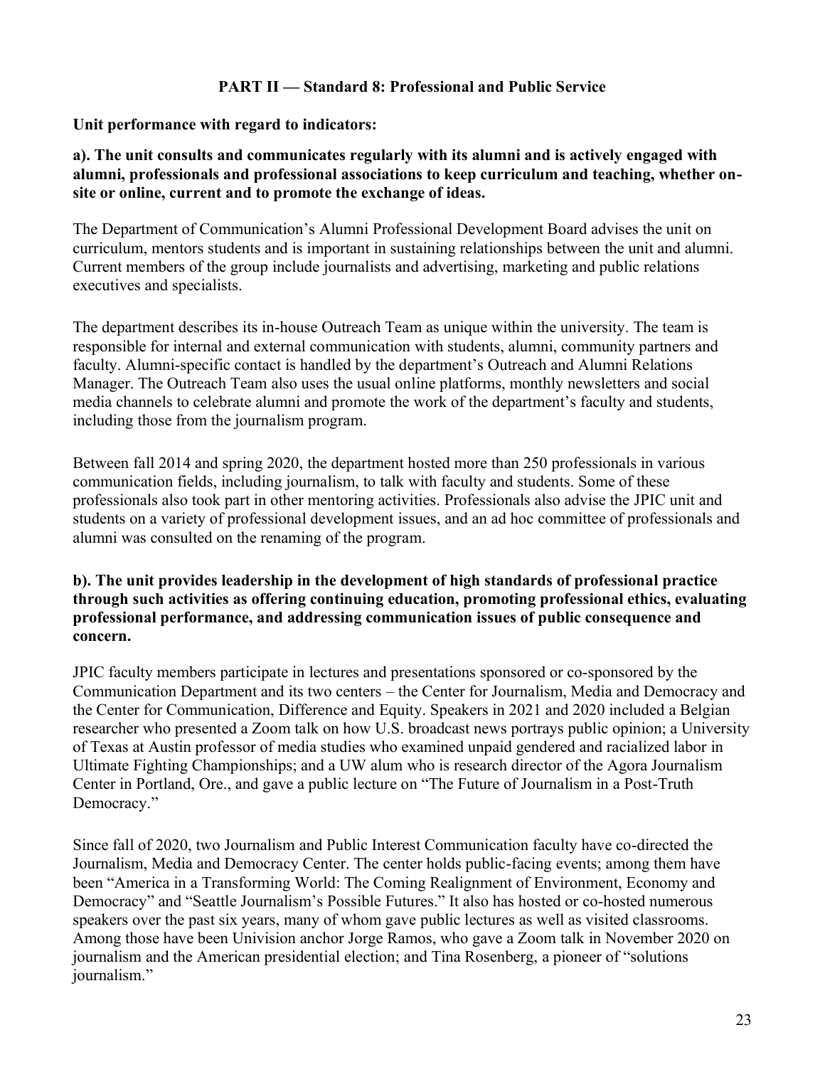### PART II — Standard 8: Professional and Public Service

**Unit performance with regard to indicators:**

**a). The unit consults and communicates regularly with its alumni and is actively engaged with alumni, professionals and professional associations to keep curriculum and teaching, whether on-site or online, current and to promote the exchange of ideas.**

The Department of Communication's Alumni Professional Development Board advises the unit on curriculum, mentors students and is important in sustaining relationships between the unit and alumni. Current members of the group include journalists and advertising, marketing and public relations executives and specialists.

The department describes its in-house Outreach Team as unique within the university. The team is responsible for internal and external communication with students, alumni, community partners and faculty. Alumni-specific contact is handled by the department's Outreach and Alumni Relations Manager. The Outreach Team also uses the usual online platforms, monthly newsletters and social media channels to celebrate alumni and promote the work of the department's faculty and students, including those from the journalism program.

Between fall 2014 and spring 2020, the department hosted more than 250 professionals in various communication fields, including journalism, to talk with faculty and students. Some of these professionals also took part in other mentoring activities. Professionals also advise the JPIC unit and students on a variety of professional development issues, and an ad hoc committee of professionals and alumni was consulted on the renaming of the program.

**b). The unit provides leadership in the development of high standards of professional practice through such activities as offering continuing education, promoting professional ethics, evaluating professional performance, and addressing communication issues of public consequence and concern.**

JPIC faculty members participate in lectures and presentations sponsored or co-sponsored by the Communication Department and its two centers – the Center for Journalism, Media and Democracy and the Center for Communication, Difference and Equity. Speakers in 2021 and 2020 included a Belgian researcher who presented a Zoom talk on how U.S. broadcast news portrays public opinion; a University of Texas at Austin professor of media studies who examined unpaid gendered and racialized labor in Ultimate Fighting Championships; and a UW alum who is research director of the Agora Journalism Center in Portland, Ore., and gave a public lecture on "The Future of Journalism in a Post-Truth Democracy."

Since fall of 2020, two Journalism and Public Interest Communication faculty have co-directed the Journalism, Media and Democracy Center. The center holds public-facing events; among them have been "America in a Transforming World: The Coming Realignment of Environment, Economy and Democracy" and "Seattle Journalism's Possible Futures." It also has hosted or co-hosted numerous speakers over the past six years, many of whom gave public lectures as well as visited classrooms. Among those have been Univision anchor Jorge Ramos, who gave a Zoom talk in November 2020 on journalism and the American presidential election; and Tina Rosenberg, a pioneer of "solutions journalism."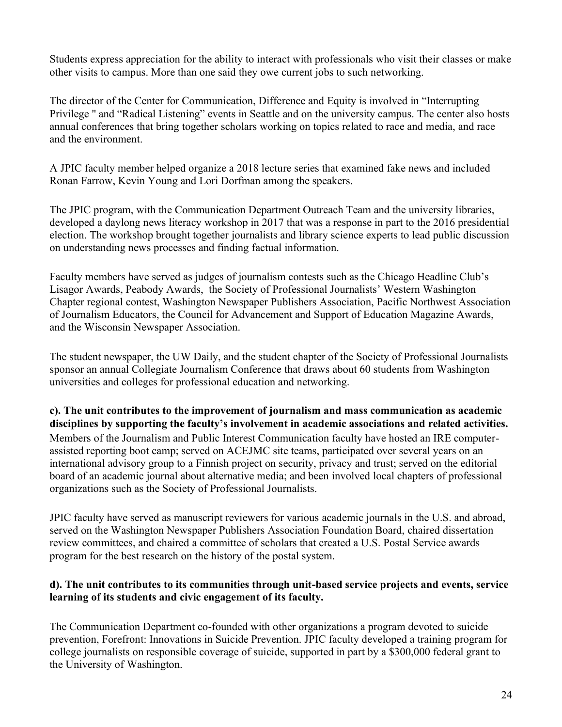Students express appreciation for the ability to interact with professionals who visit their classes or make other visits to campus. More than one said they owe current jobs to such networking.

The director of the Center for Communication, Difference and Equity is involved in "Interrupting Privilege " and "Radical Listening" events in Seattle and on the university campus. The center also hosts annual conferences that bring together scholars working on topics related to race and media, and race and the environment.

A JPIC faculty member helped organize a 2018 lecture series that examined fake news and included Ronan Farrow, Kevin Young and Lori Dorfman among the speakers.

The JPIC program, with the Communication Department Outreach Team and the university libraries, developed a daylong news literacy workshop in 2017 that was a response in part to the 2016 presidential election. The workshop brought together journalists and library science experts to lead public discussion on understanding news processes and finding factual information.

Faculty members have served as judges of journalism contests such as the Chicago Headline Club's Lisagor Awards, Peabody Awards, the Society of Professional Journalists' Western Washington Chapter regional contest, Washington Newspaper Publishers Association, Pacific Northwest Association of Journalism Educators, the Council for Advancement and Support of Education Magazine Awards, and the Wisconsin Newspaper Association.

The student newspaper, the UW Daily, and the student chapter of the Society of Professional Journalists sponsor an annual Collegiate Journalism Conference that draws about 60 students from Washington universities and colleges for professional education and networking.

**c). The unit contributes to the improvement of journalism and mass communication as academic disciplines by supporting the faculty's involvement in academic associations and related activities.**

Members of the Journalism and Public Interest Communication faculty have hosted an IRE computer-assisted reporting boot camp; served on ACEJMC site teams, participated over several years on an international advisory group to a Finnish project on security, privacy and trust; served on the editorial board of an academic journal about alternative media; and been involved local chapters of professional organizations such as the Society of Professional Journalists.

JPIC faculty have served as manuscript reviewers for various academic journals in the U.S. and abroad, served on the Washington Newspaper Publishers Association Foundation Board, chaired dissertation review committees, and chaired a committee of scholars that created a U.S. Postal Service awards program for the best research on the history of the postal system.

**d). The unit contributes to its communities through unit-based service projects and events, service learning of its students and civic engagement of its faculty.**

The Communication Department co-founded with other organizations a program devoted to suicide prevention, Forefront: Innovations in Suicide Prevention. JPIC faculty developed a training program for college journalists on responsible coverage of suicide, supported in part by a $300,000 federal grant to the University of Washington.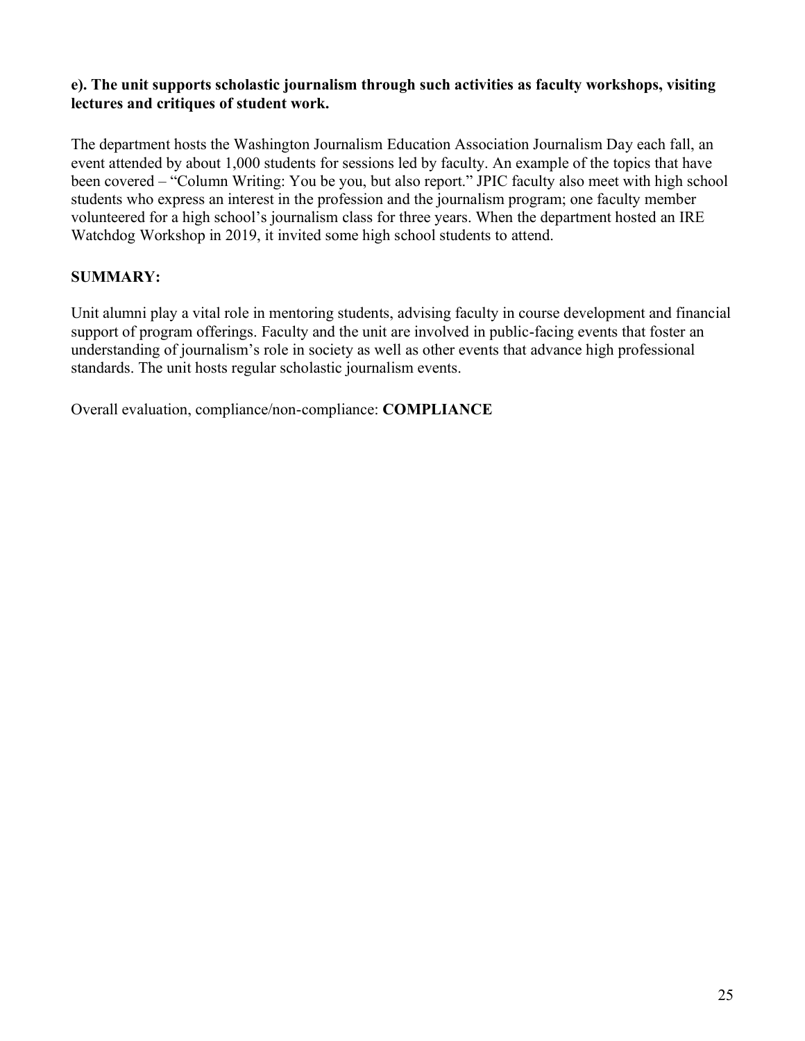**e). The unit supports scholastic journalism through such activities as faculty workshops, visiting lectures and critiques of student work.**

The department hosts the Washington Journalism Education Association Journalism Day each fall, an event attended by about 1,000 students for sessions led by faculty. An example of the topics that have been covered – "Column Writing: You be you, but also report." JPIC faculty also meet with high school students who express an interest in the profession and the journalism program; one faculty member volunteered for a high school's journalism class for three years. When the department hosted an IRE Watchdog Workshop in 2019, it invited some high school students to attend.

**SUMMARY:**

Unit alumni play a vital role in mentoring students, advising faculty in course development and financial support of program offerings. Faculty and the unit are involved in public-facing events that foster an understanding of journalism's role in society as well as other events that advance high professional standards. The unit hosts regular scholastic journalism events.

Overall evaluation, compliance/non-compliance: **COMPLIANCE**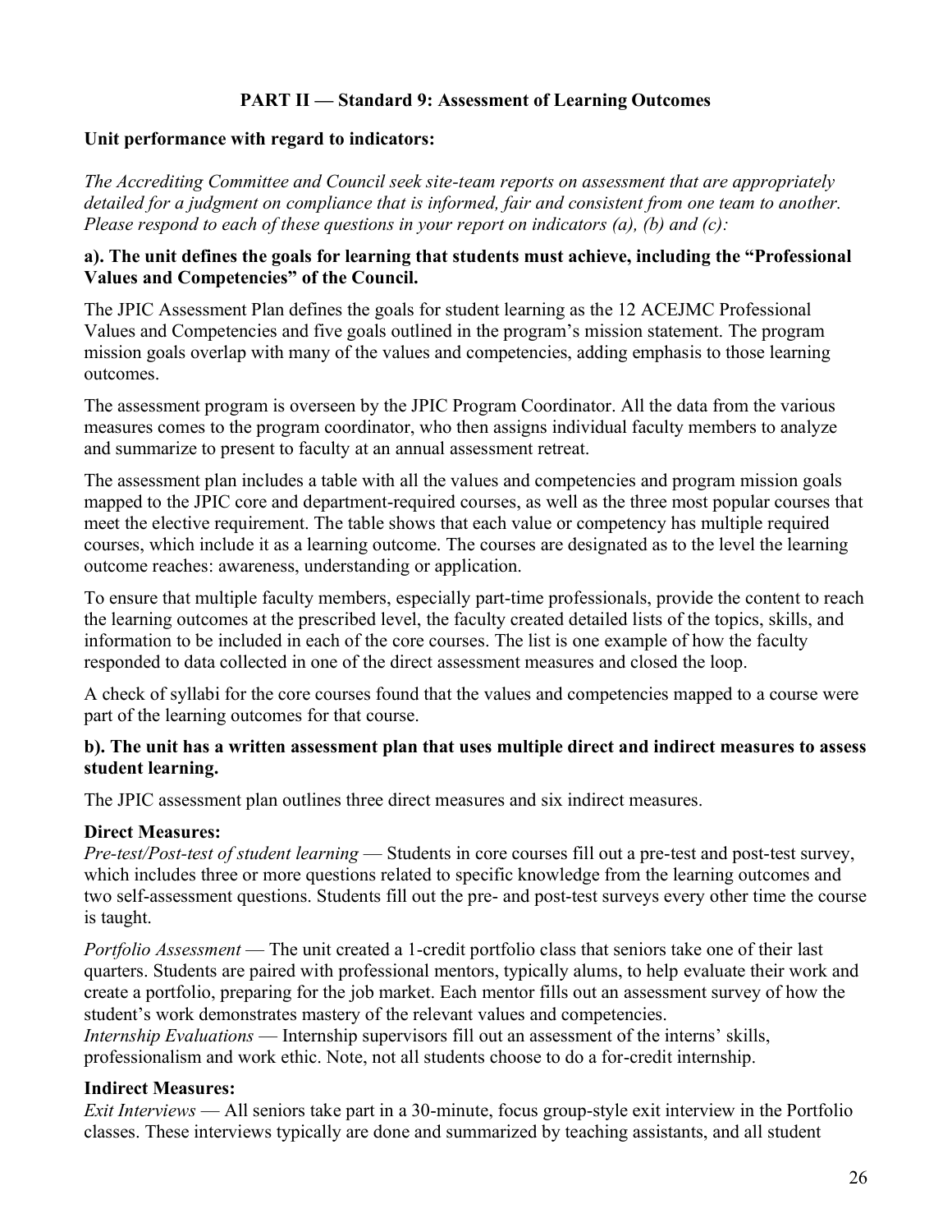## PART II — Standard 9: Assessment of Learning Outcomes

**Unit performance with regard to indicators:**

*The Accrediting Committee and Council seek site-team reports on assessment that are appropriately detailed for a judgment on compliance that is informed, fair and consistent from one team to another. Please respond to each of these questions in your report on indicators (a), (b) and (c):*

**a). The unit defines the goals for learning that students must achieve, including the "Professional Values and Competencies" of the Council.**

The JPIC Assessment Plan defines the goals for student learning as the 12 ACEJMC Professional Values and Competencies and five goals outlined in the program's mission statement. The program mission goals overlap with many of the values and competencies, adding emphasis to those learning outcomes.

The assessment program is overseen by the JPIC Program Coordinator. All the data from the various measures comes to the program coordinator, who then assigns individual faculty members to analyze and summarize to present to faculty at an annual assessment retreat.

The assessment plan includes a table with all the values and competencies and program mission goals mapped to the JPIC core and department-required courses, as well as the three most popular courses that meet the elective requirement. The table shows that each value or competency has multiple required courses, which include it as a learning outcome. The courses are designated as to the level the learning outcome reaches: awareness, understanding or application.

To ensure that multiple faculty members, especially part-time professionals, provide the content to reach the learning outcomes at the prescribed level, the faculty created detailed lists of the topics, skills, and information to be included in each of the core courses. The list is one example of how the faculty responded to data collected in one of the direct assessment measures and closed the loop.

A check of syllabi for the core courses found that the values and competencies mapped to a course were part of the learning outcomes for that course.

**b). The unit has a written assessment plan that uses multiple direct and indirect measures to assess student learning.**

The JPIC assessment plan outlines three direct measures and six indirect measures.

**Direct Measures:**

*Pre-test/Post-test of student learning* — Students in core courses fill out a pre-test and post-test survey, which includes three or more questions related to specific knowledge from the learning outcomes and two self-assessment questions. Students fill out the pre- and post-test surveys every other time the course is taught.

*Portfolio Assessment* — The unit created a 1-credit portfolio class that seniors take one of their last quarters. Students are paired with professional mentors, typically alums, to help evaluate their work and create a portfolio, preparing for the job market. Each mentor fills out an assessment survey of how the student's work demonstrates mastery of the relevant values and competencies.

*Internship Evaluations* — Internship supervisors fill out an assessment of the interns' skills, professionalism and work ethic. Note, not all students choose to do a for-credit internship.

**Indirect Measures:**

*Exit Interviews* — All seniors take part in a 30-minute, focus group-style exit interview in the Portfolio classes. These interviews typically are done and summarized by teaching assistants, and all student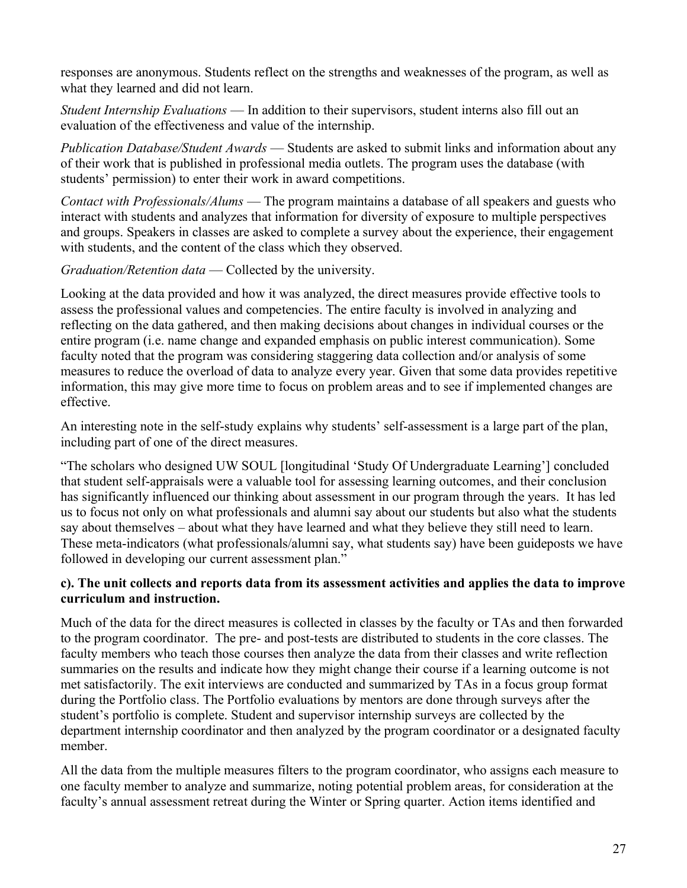responses are anonymous. Students reflect on the strengths and weaknesses of the program, as well as what they learned and did not learn.

*Student Internship Evaluations* — In addition to their supervisors, student interns also fill out an evaluation of the effectiveness and value of the internship.

*Publication Database/Student Awards* — Students are asked to submit links and information about any of their work that is published in professional media outlets. The program uses the database (with students' permission) to enter their work in award competitions.

*Contact with Professionals/Alums* — The program maintains a database of all speakers and guests who interact with students and analyzes that information for diversity of exposure to multiple perspectives and groups. Speakers in classes are asked to complete a survey about the experience, their engagement with students, and the content of the class which they observed.

*Graduation/Retention data* — Collected by the university.

Looking at the data provided and how it was analyzed, the direct measures provide effective tools to assess the professional values and competencies. The entire faculty is involved in analyzing and reflecting on the data gathered, and then making decisions about changes in individual courses or the entire program (i.e. name change and expanded emphasis on public interest communication). Some faculty noted that the program was considering staggering data collection and/or analysis of some measures to reduce the overload of data to analyze every year. Given that some data provides repetitive information, this may give more time to focus on problem areas and to see if implemented changes are effective.

An interesting note in the self-study explains why students' self-assessment is a large part of the plan, including part of one of the direct measures.

"The scholars who designed UW SOUL [longitudinal 'Study Of Undergraduate Learning'] concluded that student self-appraisals were a valuable tool for assessing learning outcomes, and their conclusion has significantly influenced our thinking about assessment in our program through the years. It has led us to focus not only on what professionals and alumni say about our students but also what the students say about themselves – about what they have learned and what they believe they still need to learn. These meta-indicators (what professionals/alumni say, what students say) have been guideposts we have followed in developing our current assessment plan."

**c). The unit collects and reports data from its assessment activities and applies the data to improve curriculum and instruction.**

Much of the data for the direct measures is collected in classes by the faculty or TAs and then forwarded to the program coordinator. The pre- and post-tests are distributed to students in the core classes. The faculty members who teach those courses then analyze the data from their classes and write reflection summaries on the results and indicate how they might change their course if a learning outcome is not met satisfactorily. The exit interviews are conducted and summarized by TAs in a focus group format during the Portfolio class. The Portfolio evaluations by mentors are done through surveys after the student's portfolio is complete. Student and supervisor internship surveys are collected by the department internship coordinator and then analyzed by the program coordinator or a designated faculty member.

All the data from the multiple measures filters to the program coordinator, who assigns each measure to one faculty member to analyze and summarize, noting potential problem areas, for consideration at the faculty's annual assessment retreat during the Winter or Spring quarter. Action items identified and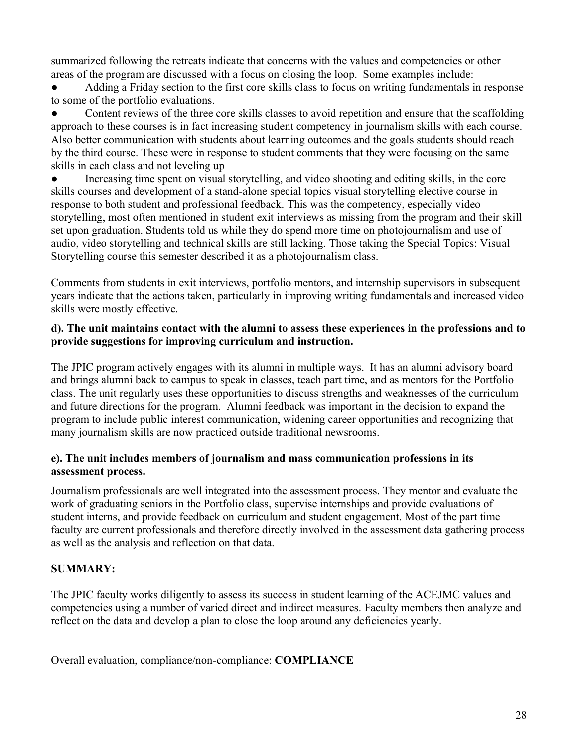summarized following the retreats indicate that concerns with the values and competencies or other areas of the program are discussed with a focus on closing the loop. Some examples include:

- Adding a Friday section to the first core skills class to focus on writing fundamentals in response to some of the portfolio evaluations.
- Content reviews of the three core skills classes to avoid repetition and ensure that the scaffolding approach to these courses is in fact increasing student competency in journalism skills with each course. Also better communication with students about learning outcomes and the goals students should reach by the third course. These were in response to student comments that they were focusing on the same skills in each class and not leveling up
- Increasing time spent on visual storytelling, and video shooting and editing skills, in the core skills courses and development of a stand-alone special topics visual storytelling elective course in response to both student and professional feedback. This was the competency, especially video storytelling, most often mentioned in student exit interviews as missing from the program and their skill set upon graduation. Students told us while they do spend more time on photojournalism and use of audio, video storytelling and technical skills are still lacking. Those taking the Special Topics: Visual Storytelling course this semester described it as a photojournalism class.

Comments from students in exit interviews, portfolio mentors, and internship supervisors in subsequent years indicate that the actions taken, particularly in improving writing fundamentals and increased video skills were mostly effective.

**d). The unit maintains contact with the alumni to assess these experiences in the professions and to provide suggestions for improving curriculum and instruction.**

The JPIC program actively engages with its alumni in multiple ways. It has an alumni advisory board and brings alumni back to campus to speak in classes, teach part time, and as mentors for the Portfolio class. The unit regularly uses these opportunities to discuss strengths and weaknesses of the curriculum and future directions for the program. Alumni feedback was important in the decision to expand the program to include public interest communication, widening career opportunities and recognizing that many journalism skills are now practiced outside traditional newsrooms.

**e). The unit includes members of journalism and mass communication professions in its assessment process.**

Journalism professionals are well integrated into the assessment process. They mentor and evaluate the work of graduating seniors in the Portfolio class, supervise internships and provide evaluations of student interns, and provide feedback on curriculum and student engagement. Most of the part time faculty are current professionals and therefore directly involved in the assessment data gathering process as well as the analysis and reflection on that data.

**SUMMARY:**

The JPIC faculty works diligently to assess its success in student learning of the ACEJMC values and competencies using a number of varied direct and indirect measures. Faculty members then analyze and reflect on the data and develop a plan to close the loop around any deficiencies yearly.

Overall evaluation, compliance/non-compliance: **COMPLIANCE**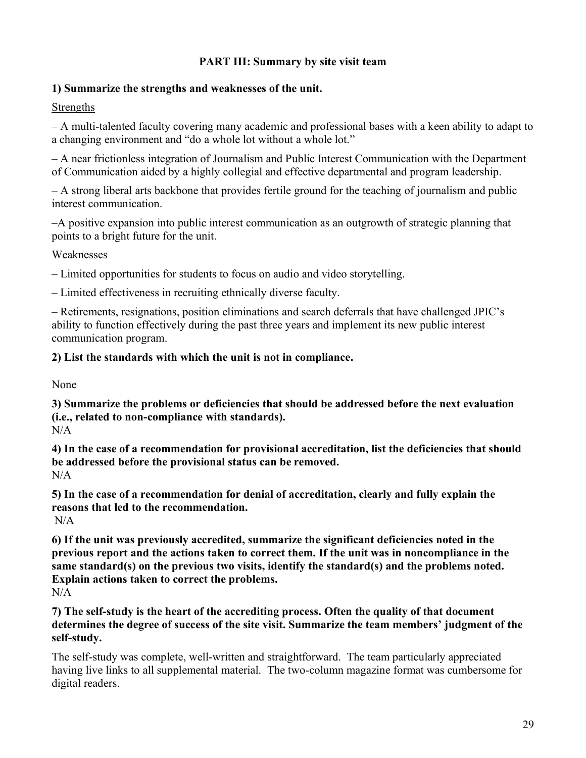## PART III: Summary by site visit team

**1) Summarize the strengths and weaknesses of the unit.**

Strengths

– A multi-talented faculty covering many academic and professional bases with a keen ability to adapt to a changing environment and "do a whole lot without a whole lot."

– A near frictionless integration of Journalism and Public Interest Communication with the Department of Communication aided by a highly collegial and effective departmental and program leadership.

– A strong liberal arts backbone that provides fertile ground for the teaching of journalism and public interest communication.

–A positive expansion into public interest communication as an outgrowth of strategic planning that points to a bright future for the unit.

Weaknesses

– Limited opportunities for students to focus on audio and video storytelling.

– Limited effectiveness in recruiting ethnically diverse faculty.

– Retirements, resignations, position eliminations and search deferrals that have challenged JPIC's ability to function effectively during the past three years and implement its new public interest communication program.

**2) List the standards with which the unit is not in compliance.**

None

**3) Summarize the problems or deficiencies that should be addressed before the next evaluation (i.e., related to non-compliance with standards).**

N/A

**4) In the case of a recommendation for provisional accreditation, list the deficiencies that should be addressed before the provisional status can be removed.**

N/A

**5) In the case of a recommendation for denial of accreditation, clearly and fully explain the reasons that led to the recommendation.**

N/A

**6) If the unit was previously accredited, summarize the significant deficiencies noted in the previous report and the actions taken to correct them. If the unit was in noncompliance in the same standard(s) on the previous two visits, identify the standard(s) and the problems noted. Explain actions taken to correct the problems.**

N/A

**7) The self-study is the heart of the accrediting process. Often the quality of that document determines the degree of success of the site visit. Summarize the team members' judgment of the self-study.**

The self-study was complete, well-written and straightforward. The team particularly appreciated having live links to all supplemental material. The two-column magazine format was cumbersome for digital readers.